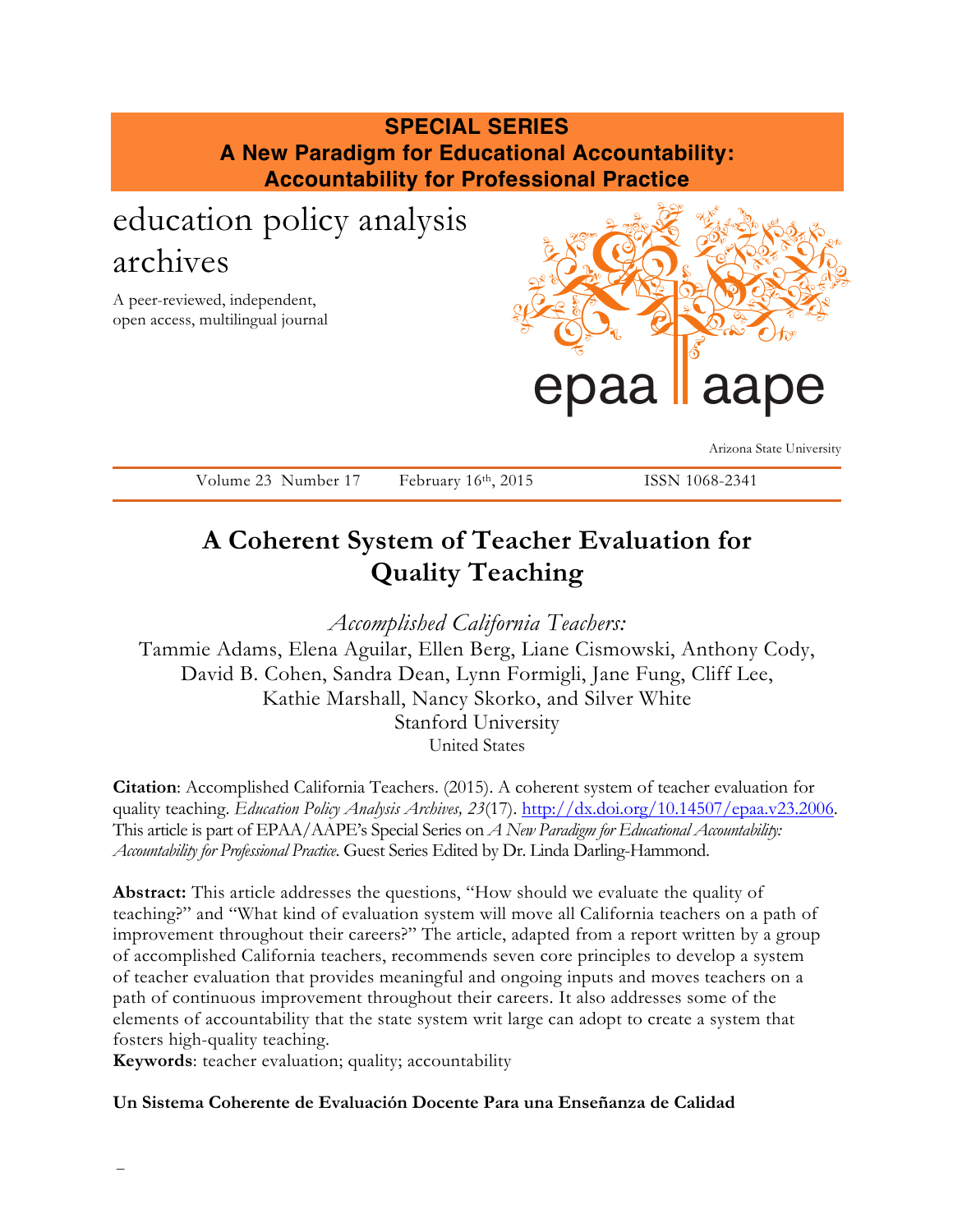**SPECIAL SERIES**
**A New Paradigm for Educational Accountability: Accountability for Professional Practice**

education policy analysis archives

A peer-reviewed, independent, open access, multilingual journal

epaa aape

Arizona State University

Volume 23 Number 17 February 16th, 2015 ISSN 1068-2341

# A Coherent System of Teacher Evaluation for Quality Teaching

*Accomplished California Teachers:*
Tammie Adams, Elena Aguilar, Ellen Berg, Liane Cismowski, Anthony Cody, David B. Cohen, Sandra Dean, Lynn Formigli, Jane Fung, Cliff Lee, Kathie Marshall, Nancy Skorko, and Silver White
Stanford University
United States

**Citation**: Accomplished California Teachers. (2015). A coherent system of teacher evaluation for quality teaching. *Education Policy Analysis Archives, 23*(17). http://dx.doi.org/10.14507/epaa.v23.2006. This article is part of EPAA/AAPE's Special Series on *A New Paradigm for Educational Accountability: Accountability for Professional Practice.* Guest Series Edited by Dr. Linda Darling-Hammond.

**Abstract:** This article addresses the questions, "How should we evaluate the quality of teaching?" and "What kind of evaluation system will move all California teachers on a path of improvement throughout their careers?" The article, adapted from a report written by a group of accomplished California teachers, recommends seven core principles to develop a system of teacher evaluation that provides meaningful and ongoing inputs and moves teachers on a path of continuous improvement throughout their careers. It also addresses some of the elements of accountability that the state system writ large can adopt to create a system that fosters high-quality teaching.
**Keywords**: teacher evaluation; quality; accountability

**Un Sistema Coherente de Evaluación Docente Para una Enseñanza de Calidad**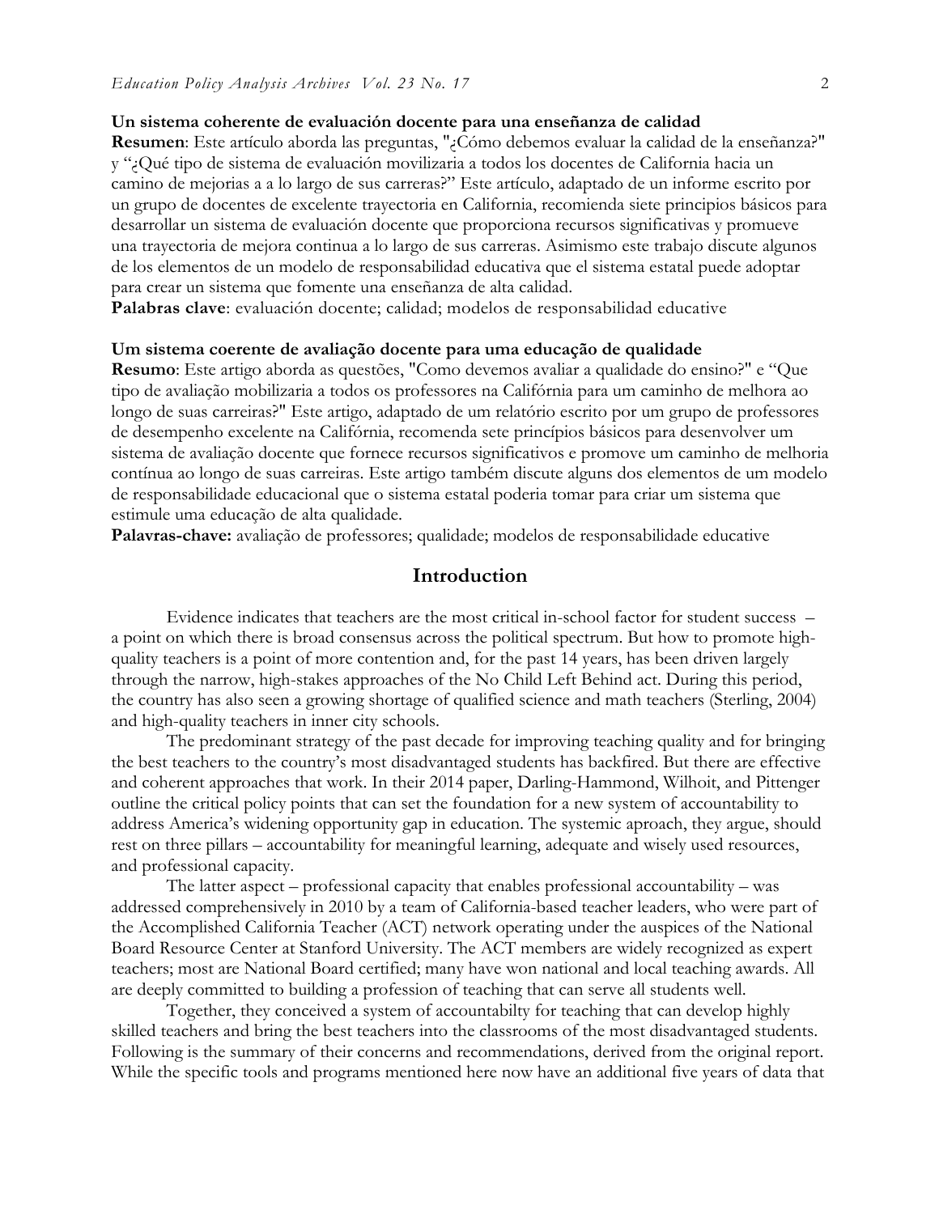**Un sistema coherente de evaluación docente para una enseñanza de calidad**

**Resumen**: Este artículo aborda las preguntas, "¿Cómo debemos evaluar la calidad de la enseñanza?" y "¿Qué tipo de sistema de evaluación movilizaria a todos los docentes de California hacia un camino de mejorias a a lo largo de sus carreras?" Este artículo, adaptado de un informe escrito por un grupo de docentes de excelente trayectoria en California, recomienda siete principios básicos para desarrollar un sistema de evaluación docente que proporciona recursos significativas y promueve una trayectoria de mejora continua a lo largo de sus carreras. Asimismo este trabajo discute algunos de los elementos de un modelo de responsabilidad educativa que el sistema estatal puede adoptar para crear un sistema que fomente una enseñanza de alta calidad.

**Palabras clave**: evaluación docente; calidad; modelos de responsabilidad educative

**Um sistema coerente de avaliação docente para uma educação de qualidade**

**Resumo**: Este artigo aborda as questões, "Como devemos avaliar a qualidade do ensino?" e "Que tipo de avaliação mobilizaria a todos os professores na Califórnia para um caminho de melhora ao longo de suas carreiras?" Este artigo, adaptado de um relatório escrito por um grupo de professores de desempenho excelente na Califórnia, recomenda sete princípios básicos para desenvolver um sistema de avaliação docente que fornece recursos significativos e promove um caminho de melhoria contínua ao longo de suas carreiras. Este artigo também discute alguns dos elementos de um modelo de responsabilidade educacional que o sistema estatal poderia tomar para criar um sistema que estimule uma educação de alta qualidade.

**Palavras-chave:** avaliação de professores; qualidade; modelos de responsabilidade educative

## Introduction

Evidence indicates that teachers are the most critical in-school factor for student success – a point on which there is broad consensus across the political spectrum. But how to promote high-quality teachers is a point of more contention and, for the past 14 years, has been driven largely through the narrow, high-stakes approaches of the No Child Left Behind act. During this period, the country has also seen a growing shortage of qualified science and math teachers (Sterling, 2004) and high-quality teachers in inner city schools.

The predominant strategy of the past decade for improving teaching quality and for bringing the best teachers to the country's most disadvantaged students has backfired. But there are effective and coherent approaches that work. In their 2014 paper, Darling-Hammond, Wilhoit, and Pittenger outline the critical policy points that can set the foundation for a new system of accountability to address America's widening opportunity gap in education. The systemic aproach, they argue, should rest on three pillars – accountability for meaningful learning, adequate and wisely used resources, and professional capacity.

The latter aspect – professional capacity that enables professional accountability – was addressed comprehensively in 2010 by a team of California-based teacher leaders, who were part of the Accomplished California Teacher (ACT) network operating under the auspices of the National Board Resource Center at Stanford University. The ACT members are widely recognized as expert teachers; most are National Board certified; many have won national and local teaching awards. All are deeply committed to building a profession of teaching that can serve all students well.

Together, they conceived a system of accountabilty for teaching that can develop highly skilled teachers and bring the best teachers into the classrooms of the most disadvantaged students. Following is the summary of their concerns and recommendations, derived from the original report. While the specific tools and programs mentioned here now have an additional five years of data that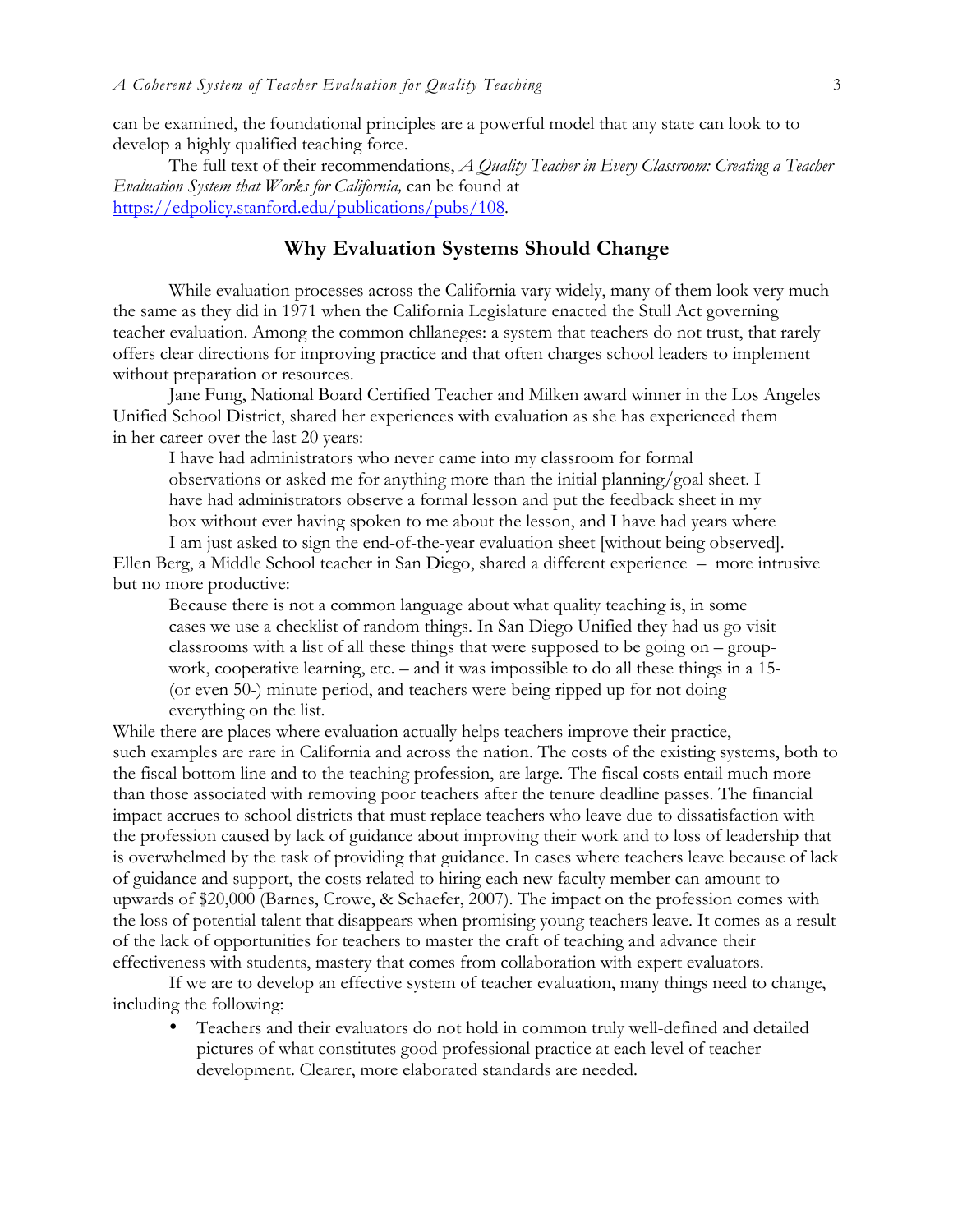can be examined, the foundational principles are a powerful model that any state can look to to develop a highly qualified teaching force.

The full text of their recommendations, *A Quality Teacher in Every Classroom: Creating a Teacher Evaluation System that Works for California,* can be found at [https://edpolicy.stanford.edu/publications/pubs/108](https://edpolicy.stanford.edu/publications/pubs/108).

## Why Evaluation Systems Should Change

While evaluation processes across the California vary widely, many of them look very much the same as they did in 1971 when the California Legislature enacted the Stull Act governing teacher evaluation. Among the common chllaneges: a system that teachers do not trust, that rarely offers clear directions for improving practice and that often charges school leaders to implement without preparation or resources.

Jane Fung, National Board Certified Teacher and Milken award winner in the Los Angeles Unified School District, shared her experiences with evaluation as she has experienced them in her career over the last 20 years:

> I have had administrators who never came into my classroom for formal observations or asked me for anything more than the initial planning/goal sheet. I have had administrators observe a formal lesson and put the feedback sheet in my box without ever having spoken to me about the lesson, and I have had years where I am just asked to sign the end-of-the-year evaluation sheet [without being observed].

Ellen Berg, a Middle School teacher in San Diego, shared a different experience – more intrusive but no more productive:

> Because there is not a common language about what quality teaching is, in some cases we use a checklist of random things. In San Diego Unified they had us go visit classrooms with a list of all these things that were supposed to be going on – group-work, cooperative learning, etc. – and it was impossible to do all these things in a 15- (or even 50-) minute period, and teachers were being ripped up for not doing everything on the list.

While there are places where evaluation actually helps teachers improve their practice, such examples are rare in California and across the nation. The costs of the existing systems, both to the fiscal bottom line and to the teaching profession, are large. The fiscal costs entail much more than those associated with removing poor teachers after the tenure deadline passes. The financial impact accrues to school districts that must replace teachers who leave due to dissatisfaction with the profession caused by lack of guidance about improving their work and to loss of leadership that is overwhelmed by the task of providing that guidance. In cases where teachers leave because of lack of guidance and support, the costs related to hiring each new faculty member can amount to upwards of $20,000 (Barnes, Crowe, & Schaefer, 2007). The impact on the profession comes with the loss of potential talent that disappears when promising young teachers leave. It comes as a result of the lack of opportunities for teachers to master the craft of teaching and advance their effectiveness with students, mastery that comes from collaboration with expert evaluators.

If we are to develop an effective system of teacher evaluation, many things need to change, including the following:

- Teachers and their evaluators do not hold in common truly well-defined and detailed pictures of what constitutes good professional practice at each level of teacher development. Clearer, more elaborated standards are needed.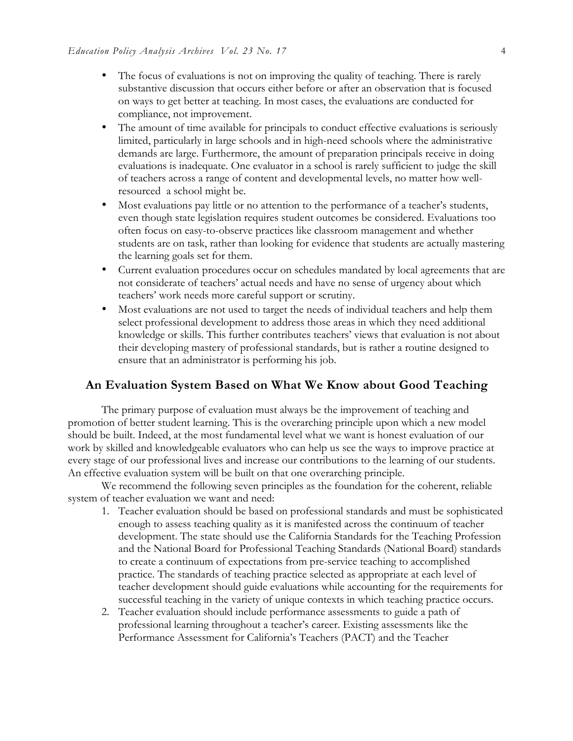- The focus of evaluations is not on improving the quality of teaching. There is rarely substantive discussion that occurs either before or after an observation that is focused on ways to get better at teaching. In most cases, the evaluations are conducted for compliance, not improvement.
- The amount of time available for principals to conduct effective evaluations is seriously limited, particularly in large schools and in high-need schools where the administrative demands are large. Furthermore, the amount of preparation principals receive in doing evaluations is inadequate. One evaluator in a school is rarely sufficient to judge the skill of teachers across a range of content and developmental levels, no matter how well-resourced a school might be.
- Most evaluations pay little or no attention to the performance of a teacher's students, even though state legislation requires student outcomes be considered. Evaluations too often focus on easy-to-observe practices like classroom management and whether students are on task, rather than looking for evidence that students are actually mastering the learning goals set for them.
- Current evaluation procedures occur on schedules mandated by local agreements that are not considerate of teachers' actual needs and have no sense of urgency about which teachers' work needs more careful support or scrutiny.
- Most evaluations are not used to target the needs of individual teachers and help them select professional development to address those areas in which they need additional knowledge or skills. This further contributes teachers' views that evaluation is not about their developing mastery of professional standards, but is rather a routine designed to ensure that an administrator is performing his job.

## An Evaluation System Based on What We Know about Good Teaching

The primary purpose of evaluation must always be the improvement of teaching and promotion of better student learning. This is the overarching principle upon which a new model should be built. Indeed, at the most fundamental level what we want is honest evaluation of our work by skilled and knowledgeable evaluators who can help us see the ways to improve practice at every stage of our professional lives and increase our contributions to the learning of our students. An effective evaluation system will be built on that one overarching principle.

We recommend the following seven principles as the foundation for the coherent, reliable system of teacher evaluation we want and need:

1. Teacher evaluation should be based on professional standards and must be sophisticated enough to assess teaching quality as it is manifested across the continuum of teacher development. The state should use the California Standards for the Teaching Profession and the National Board for Professional Teaching Standards (National Board) standards to create a continuum of expectations from pre-service teaching to accomplished practice. The standards of teaching practice selected as appropriate at each level of teacher development should guide evaluations while accounting for the requirements for successful teaching in the variety of unique contexts in which teaching practice occurs.
2. Teacher evaluation should include performance assessments to guide a path of professional learning throughout a teacher's career. Existing assessments like the Performance Assessment for California's Teachers (PACT) and the Teacher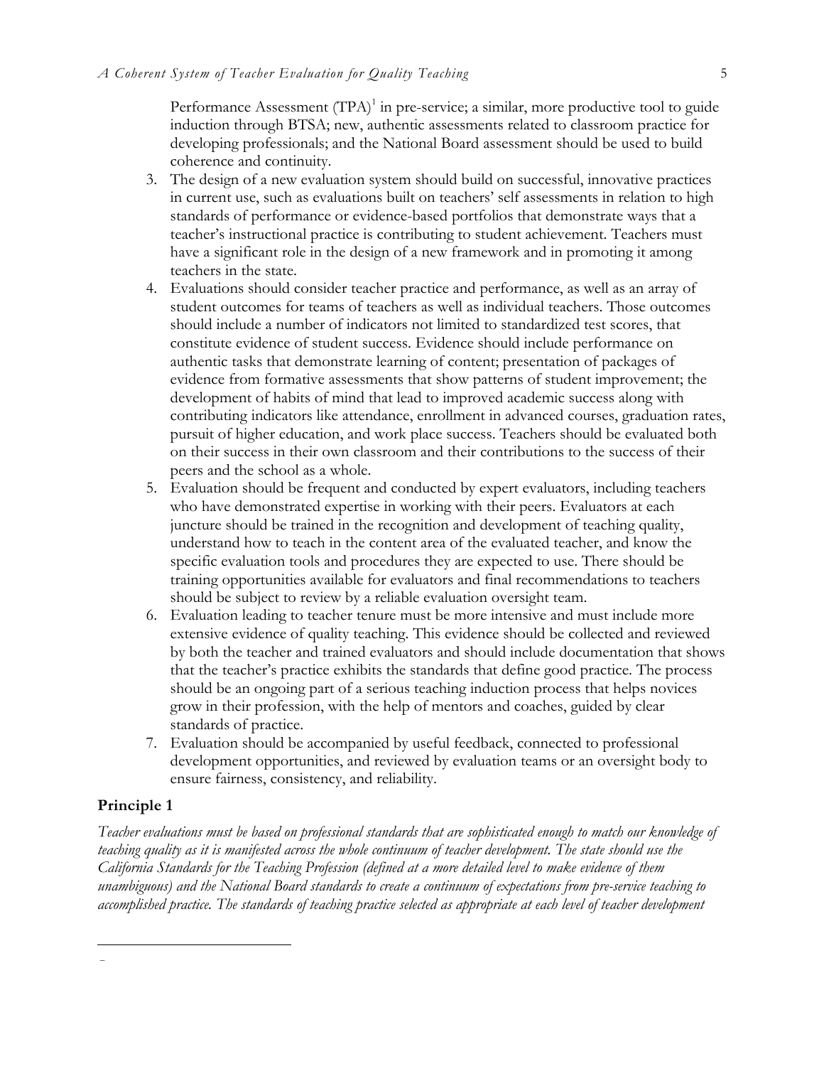Performance Assessment (TPA)[1] in pre-service; a similar, more productive tool to guide induction through BTSA; new, authentic assessments related to classroom practice for developing professionals; and the National Board assessment should be used to build coherence and continuity.

3. The design of a new evaluation system should build on successful, innovative practices in current use, such as evaluations built on teachers' self assessments in relation to high standards of performance or evidence-based portfolios that demonstrate ways that a teacher's instructional practice is contributing to student achievement. Teachers must have a significant role in the design of a new framework and in promoting it among teachers in the state.
4. Evaluations should consider teacher practice and performance, as well as an array of student outcomes for teams of teachers as well as individual teachers. Those outcomes should include a number of indicators not limited to standardized test scores, that constitute evidence of student success. Evidence should include performance on authentic tasks that demonstrate learning of content; presentation of packages of evidence from formative assessments that show patterns of student improvement; the development of habits of mind that lead to improved academic success along with contributing indicators like attendance, enrollment in advanced courses, graduation rates, pursuit of higher education, and work place success. Teachers should be evaluated both on their success in their own classroom and their contributions to the success of their peers and the school as a whole.
5. Evaluation should be frequent and conducted by expert evaluators, including teachers who have demonstrated expertise in working with their peers. Evaluators at each juncture should be trained in the recognition and development of teaching quality, understand how to teach in the content area of the evaluated teacher, and know the specific evaluation tools and procedures they are expected to use. There should be training opportunities available for evaluators and final recommendations to teachers should be subject to review by a reliable evaluation oversight team.
6. Evaluation leading to teacher tenure must be more intensive and must include more extensive evidence of quality teaching. This evidence should be collected and reviewed by both the teacher and trained evaluators and should include documentation that shows that the teacher's practice exhibits the standards that define good practice. The process should be an ongoing part of a serious teaching induction process that helps novices grow in their profession, with the help of mentors and coaches, guided by clear standards of practice.
7. Evaluation should be accompanied by useful feedback, connected to professional development opportunities, and reviewed by evaluation teams or an oversight body to ensure fairness, consistency, and reliability.

## Principle 1

*Teacher evaluations must be based on professional standards that are sophisticated enough to match our knowledge of teaching quality as it is manifested across the whole continuum of teacher development. The state should use the California Standards for the Teaching Profession (defined at a more detailed level to make evidence of them unambiguous) and the National Board standards to create a continuum of expectations from pre-service teaching to accomplished practice. The standards of teaching practice selected as appropriate at each level of teacher development*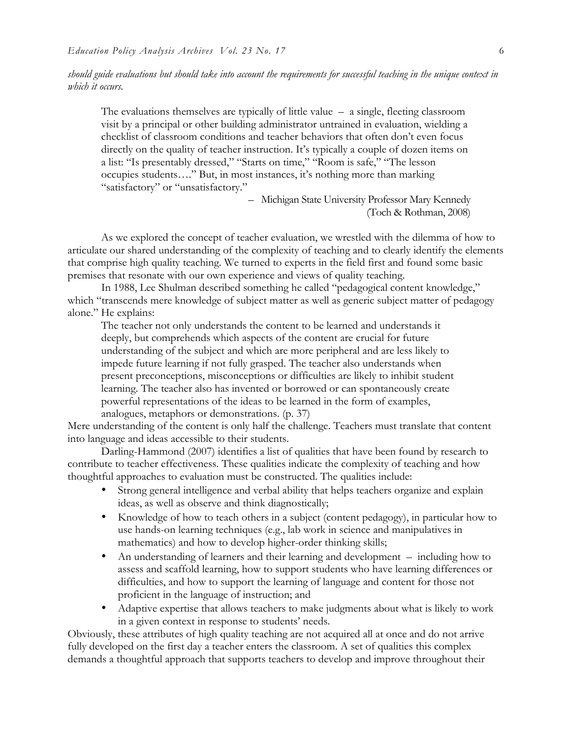*should guide evaluations but should take into account the requirements for successful teaching in the unique context in which it occurs.*

> The evaluations themselves are typically of little value – a single, fleeting classroom visit by a principal or other building administrator untrained in evaluation, wielding a checklist of classroom conditions and teacher behaviors that often don't even focus directly on the quality of teacher instruction. It's typically a couple of dozen items on a list: "Is presentably dressed," "Starts on time," "Room is safe," "The lesson occupies students…." But, in most instances, it's nothing more than marking "satisfactory" or "unsatisfactory."
>
> – Michigan State University Professor Mary Kennedy (Toch & Rothman, 2008)

As we explored the concept of teacher evaluation, we wrestled with the dilemma of how to articulate our shared understanding of the complexity of teaching and to clearly identify the elements that comprise high quality teaching. We turned to experts in the field first and found some basic premises that resonate with our own experience and views of quality teaching.

In 1988, Lee Shulman described something he called "pedagogical content knowledge," which "transcends mere knowledge of subject matter as well as generic subject matter of pedagogy alone." He explains:

> The teacher not only understands the content to be learned and understands it deeply, but comprehends which aspects of the content are crucial for future understanding of the subject and which are more peripheral and are less likely to impede future learning if not fully grasped. The teacher also understands when present preconceptions, misconceptions or difficulties are likely to inhibit student learning. The teacher also has invented or borrowed or can spontaneously create powerful representations of the ideas to be learned in the form of examples, analogues, metaphors or demonstrations. (p. 37)

Mere understanding of the content is only half the challenge. Teachers must translate that content into language and ideas accessible to their students.

Darling-Hammond (2007) identifies a list of qualities that have been found by research to contribute to teacher effectiveness. These qualities indicate the complexity of teaching and how thoughtful approaches to evaluation must be constructed. The qualities include:

- Strong general intelligence and verbal ability that helps teachers organize and explain ideas, as well as observe and think diagnostically;
- Knowledge of how to teach others in a subject (content pedagogy), in particular how to use hands-on learning techniques (e.g., lab work in science and manipulatives in mathematics) and how to develop higher-order thinking skills;
- An understanding of learners and their learning and development – including how to assess and scaffold learning, how to support students who have learning differences or difficulties, and how to support the learning of language and content for those not proficient in the language of instruction; and
- Adaptive expertise that allows teachers to make judgments about what is likely to work in a given context in response to students' needs.

Obviously, these attributes of high quality teaching are not acquired all at once and do not arrive fully developed on the first day a teacher enters the classroom. A set of qualities this complex demands a thoughtful approach that supports teachers to develop and improve throughout their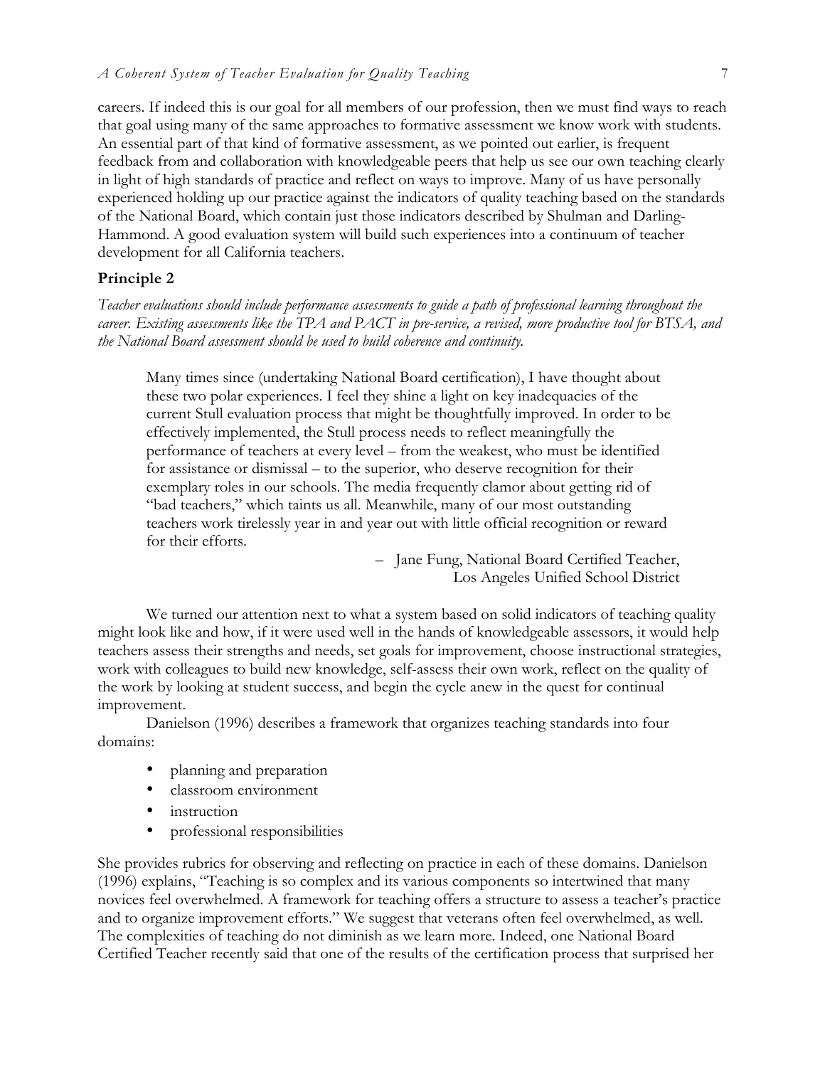careers. If indeed this is our goal for all members of our profession, then we must find ways to reach that goal using many of the same approaches to formative assessment we know work with students. An essential part of that kind of formative assessment, as we pointed out earlier, is frequent feedback from and collaboration with knowledgeable peers that help us see our own teaching clearly in light of high standards of practice and reflect on ways to improve. Many of us have personally experienced holding up our practice against the indicators of quality teaching based on the standards of the National Board, which contain just those indicators described by Shulman and Darling-Hammond. A good evaluation system will build such experiences into a continuum of teacher development for all California teachers.

### Principle 2

*Teacher evaluations should include performance assessments to guide a path of professional learning throughout the career. Existing assessments like the TPA and PACT in pre-service, a revised, more productive tool for BTSA, and the National Board assessment should be used to build coherence and continuity.*

> Many times since (undertaking National Board certification), I have thought about these two polar experiences. I feel they shine a light on key inadequacies of the current Stull evaluation process that might be thoughtfully improved. In order to be effectively implemented, the Stull process needs to reflect meaningfully the performance of teachers at every level – from the weakest, who must be identified for assistance or dismissal – to the superior, who deserve recognition for their exemplary roles in our schools. The media frequently clamor about getting rid of "bad teachers," which taints us all. Meanwhile, many of our most outstanding teachers work tirelessly year in and year out with little official recognition or reward for their efforts.
>
> – Jane Fung, National Board Certified Teacher, Los Angeles Unified School District

We turned our attention next to what a system based on solid indicators of teaching quality might look like and how, if it were used well in the hands of knowledgeable assessors, it would help teachers assess their strengths and needs, set goals for improvement, choose instructional strategies, work with colleagues to build new knowledge, self-assess their own work, reflect on the quality of the work by looking at student success, and begin the cycle anew in the quest for continual improvement.

Danielson (1996) describes a framework that organizes teaching standards into four domains:

- planning and preparation
- classroom environment
- instruction
- professional responsibilities

She provides rubrics for observing and reflecting on practice in each of these domains. Danielson (1996) explains, "Teaching is so complex and its various components so intertwined that many novices feel overwhelmed. A framework for teaching offers a structure to assess a teacher's practice and to organize improvement efforts." We suggest that veterans often feel overwhelmed, as well. The complexities of teaching do not diminish as we learn more. Indeed, one National Board Certified Teacher recently said that one of the results of the certification process that surprised her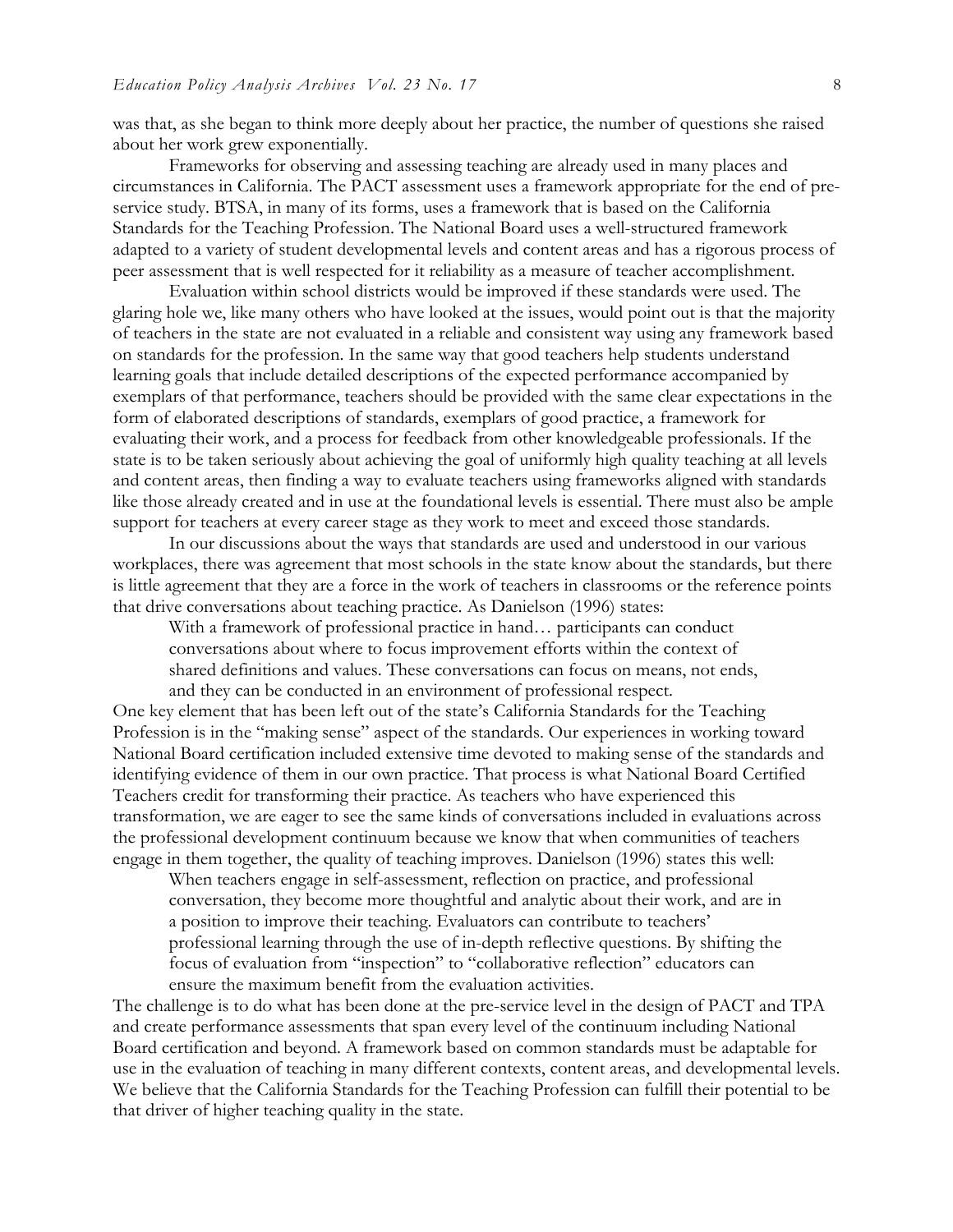was that, as she began to think more deeply about her practice, the number of questions she raised about her work grew exponentially.

Frameworks for observing and assessing teaching are already used in many places and circumstances in California. The PACT assessment uses a framework appropriate for the end of pre-service study. BTSA, in many of its forms, uses a framework that is based on the California Standards for the Teaching Profession. The National Board uses a well-structured framework adapted to a variety of student developmental levels and content areas and has a rigorous process of peer assessment that is well respected for it reliability as a measure of teacher accomplishment.

Evaluation within school districts would be improved if these standards were used. The glaring hole we, like many others who have looked at the issues, would point out is that the majority of teachers in the state are not evaluated in a reliable and consistent way using any framework based on standards for the profession. In the same way that good teachers help students understand learning goals that include detailed descriptions of the expected performance accompanied by exemplars of that performance, teachers should be provided with the same clear expectations in the form of elaborated descriptions of standards, exemplars of good practice, a framework for evaluating their work, and a process for feedback from other knowledgeable professionals. If the state is to be taken seriously about achieving the goal of uniformly high quality teaching at all levels and content areas, then finding a way to evaluate teachers using frameworks aligned with standards like those already created and in use at the foundational levels is essential. There must also be ample support for teachers at every career stage as they work to meet and exceed those standards.

In our discussions about the ways that standards are used and understood in our various workplaces, there was agreement that most schools in the state know about the standards, but there is little agreement that they are a force in the work of teachers in classrooms or the reference points that drive conversations about teaching practice. As Danielson (1996) states:

> With a framework of professional practice in hand… participants can conduct conversations about where to focus improvement efforts within the context of shared definitions and values. These conversations can focus on means, not ends, and they can be conducted in an environment of professional respect.

One key element that has been left out of the state's California Standards for the Teaching Profession is in the "making sense" aspect of the standards. Our experiences in working toward National Board certification included extensive time devoted to making sense of the standards and identifying evidence of them in our own practice. That process is what National Board Certified Teachers credit for transforming their practice. As teachers who have experienced this transformation, we are eager to see the same kinds of conversations included in evaluations across the professional development continuum because we know that when communities of teachers engage in them together, the quality of teaching improves. Danielson (1996) states this well:

> When teachers engage in self-assessment, reflection on practice, and professional conversation, they become more thoughtful and analytic about their work, and are in a position to improve their teaching. Evaluators can contribute to teachers' professional learning through the use of in-depth reflective questions. By shifting the focus of evaluation from "inspection" to "collaborative reflection" educators can ensure the maximum benefit from the evaluation activities.

The challenge is to do what has been done at the pre-service level in the design of PACT and TPA and create performance assessments that span every level of the continuum including National Board certification and beyond. A framework based on common standards must be adaptable for use in the evaluation of teaching in many different contexts, content areas, and developmental levels. We believe that the California Standards for the Teaching Profession can fulfill their potential to be that driver of higher teaching quality in the state.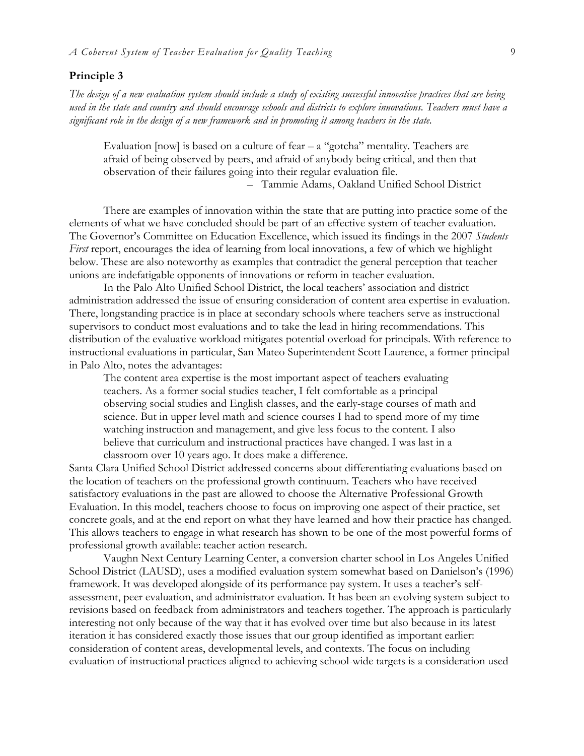## Principle 3

*The design of a new evaluation system should include a study of existing successful innovative practices that are being used in the state and country and should encourage schools and districts to explore innovations. Teachers must have a significant role in the design of a new framework and in promoting it among teachers in the state.*

> Evaluation [now] is based on a culture of fear – a "gotcha" mentality. Teachers are afraid of being observed by peers, and afraid of anybody being critical, and then that observation of their failures going into their regular evaluation file.
>
> – Tammie Adams, Oakland Unified School District

There are examples of innovation within the state that are putting into practice some of the elements of what we have concluded should be part of an effective system of teacher evaluation. The Governor's Committee on Education Excellence, which issued its findings in the 2007 *Students First* report, encourages the idea of learning from local innovations, a few of which we highlight below. These are also noteworthy as examples that contradict the general perception that teacher unions are indefatigable opponents of innovations or reform in teacher evaluation.

In the Palo Alto Unified School District, the local teachers' association and district administration addressed the issue of ensuring consideration of content area expertise in evaluation. There, longstanding practice is in place at secondary schools where teachers serve as instructional supervisors to conduct most evaluations and to take the lead in hiring recommendations. This distribution of the evaluative workload mitigates potential overload for principals. With reference to instructional evaluations in particular, San Mateo Superintendent Scott Laurence, a former principal in Palo Alto, notes the advantages:

> The content area expertise is the most important aspect of teachers evaluating teachers. As a former social studies teacher, I felt comfortable as a principal observing social studies and English classes, and the early-stage courses of math and science. But in upper level math and science courses I had to spend more of my time watching instruction and management, and give less focus to the content. I also believe that curriculum and instructional practices have changed. I was last in a classroom over 10 years ago. It does make a difference.

Santa Clara Unified School District addressed concerns about differentiating evaluations based on the location of teachers on the professional growth continuum. Teachers who have received satisfactory evaluations in the past are allowed to choose the Alternative Professional Growth Evaluation. In this model, teachers choose to focus on improving one aspect of their practice, set concrete goals, and at the end report on what they have learned and how their practice has changed. This allows teachers to engage in what research has shown to be one of the most powerful forms of professional growth available: teacher action research.

Vaughn Next Century Learning Center, a conversion charter school in Los Angeles Unified School District (LAUSD), uses a modified evaluation system somewhat based on Danielson's (1996) framework. It was developed alongside of its performance pay system. It uses a teacher's self-assessment, peer evaluation, and administrator evaluation. It has been an evolving system subject to revisions based on feedback from administrators and teachers together. The approach is particularly interesting not only because of the way that it has evolved over time but also because in its latest iteration it has considered exactly those issues that our group identified as important earlier: consideration of content areas, developmental levels, and contexts. The focus on including evaluation of instructional practices aligned to achieving school-wide targets is a consideration used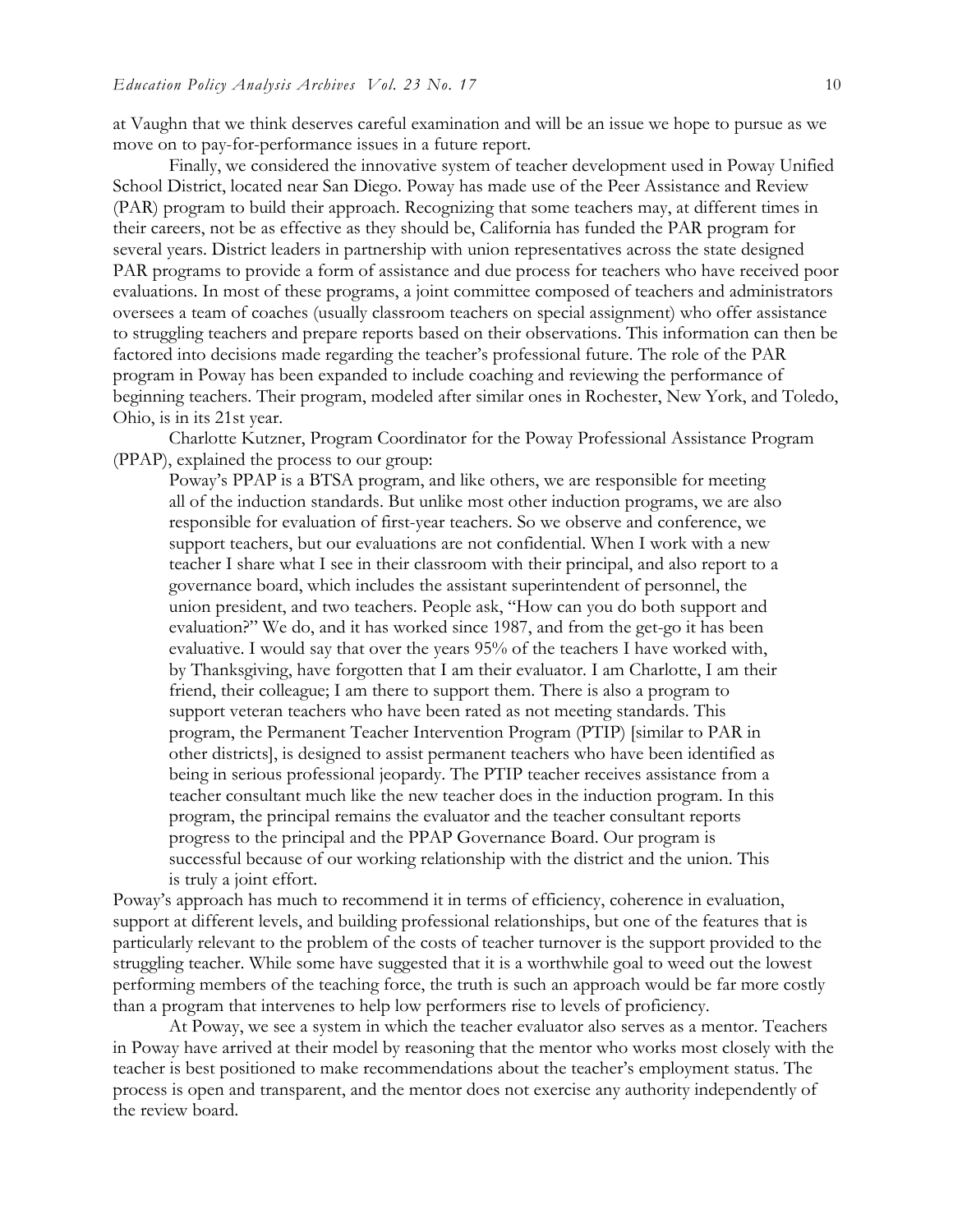at Vaughn that we think deserves careful examination and will be an issue we hope to pursue as we move on to pay-for-performance issues in a future report.

Finally, we considered the innovative system of teacher development used in Poway Unified School District, located near San Diego. Poway has made use of the Peer Assistance and Review (PAR) program to build their approach. Recognizing that some teachers may, at different times in their careers, not be as effective as they should be, California has funded the PAR program for several years. District leaders in partnership with union representatives across the state designed PAR programs to provide a form of assistance and due process for teachers who have received poor evaluations. In most of these programs, a joint committee composed of teachers and administrators oversees a team of coaches (usually classroom teachers on special assignment) who offer assistance to struggling teachers and prepare reports based on their observations. This information can then be factored into decisions made regarding the teacher's professional future. The role of the PAR program in Poway has been expanded to include coaching and reviewing the performance of beginning teachers. Their program, modeled after similar ones in Rochester, New York, and Toledo, Ohio, is in its 21st year.

Charlotte Kutzner, Program Coordinator for the Poway Professional Assistance Program (PPAP), explained the process to our group:

> Poway's PPAP is a BTSA program, and like others, we are responsible for meeting all of the induction standards. But unlike most other induction programs, we are also responsible for evaluation of first-year teachers. So we observe and conference, we support teachers, but our evaluations are not confidential. When I work with a new teacher I share what I see in their classroom with their principal, and also report to a governance board, which includes the assistant superintendent of personnel, the union president, and two teachers. People ask, "How can you do both support and evaluation?" We do, and it has worked since 1987, and from the get-go it has been evaluative. I would say that over the years 95% of the teachers I have worked with, by Thanksgiving, have forgotten that I am their evaluator. I am Charlotte, I am their friend, their colleague; I am there to support them. There is also a program to support veteran teachers who have been rated as not meeting standards. This program, the Permanent Teacher Intervention Program (PTIP) [similar to PAR in other districts], is designed to assist permanent teachers who have been identified as being in serious professional jeopardy. The PTIP teacher receives assistance from a teacher consultant much like the new teacher does in the induction program. In this program, the principal remains the evaluator and the teacher consultant reports progress to the principal and the PPAP Governance Board. Our program is successful because of our working relationship with the district and the union. This is truly a joint effort.

Poway's approach has much to recommend it in terms of efficiency, coherence in evaluation, support at different levels, and building professional relationships, but one of the features that is particularly relevant to the problem of the costs of teacher turnover is the support provided to the struggling teacher. While some have suggested that it is a worthwhile goal to weed out the lowest performing members of the teaching force, the truth is such an approach would be far more costly than a program that intervenes to help low performers rise to levels of proficiency.

At Poway, we see a system in which the teacher evaluator also serves as a mentor. Teachers in Poway have arrived at their model by reasoning that the mentor who works most closely with the teacher is best positioned to make recommendations about the teacher's employment status. The process is open and transparent, and the mentor does not exercise any authority independently of the review board.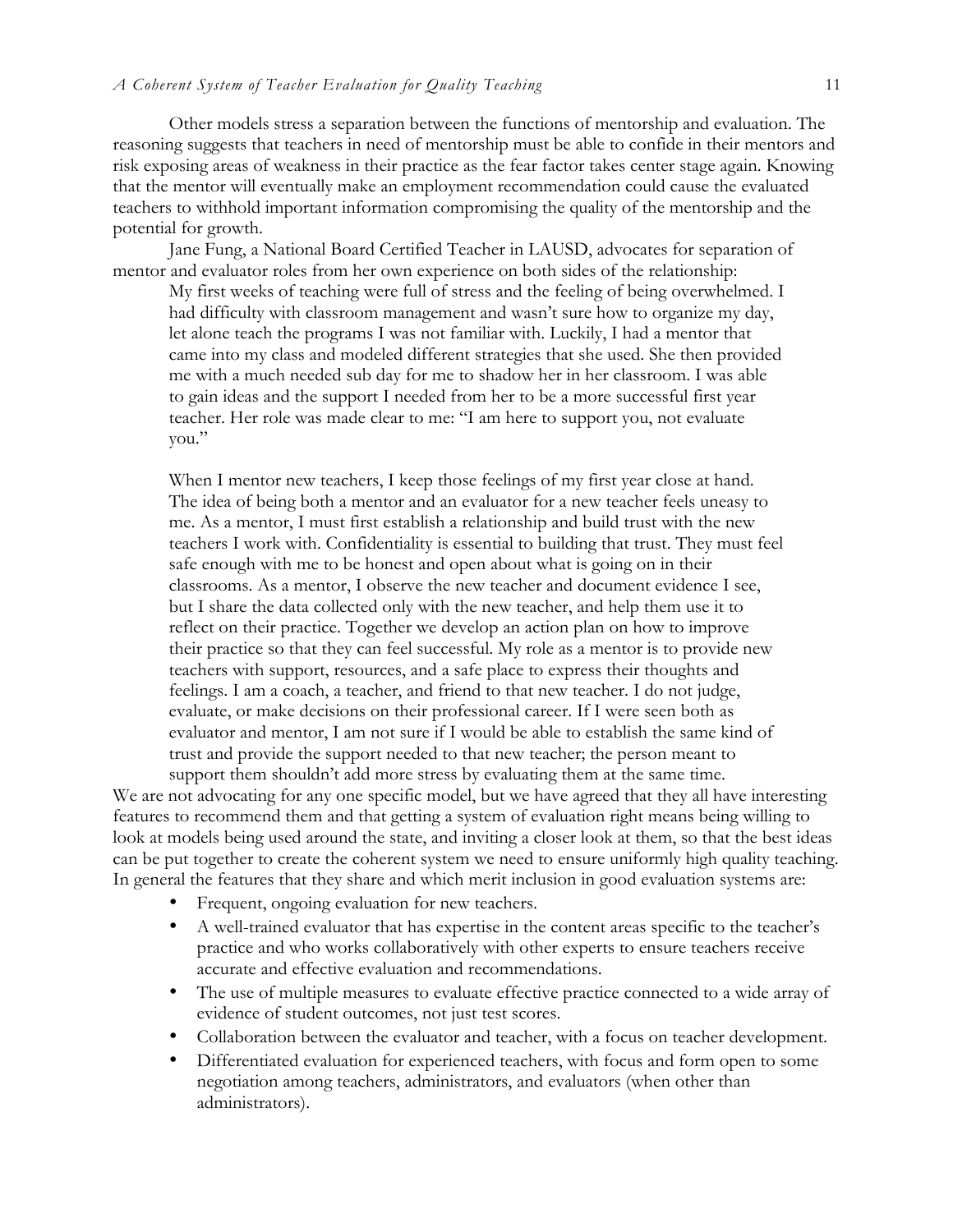Other models stress a separation between the functions of mentorship and evaluation. The reasoning suggests that teachers in need of mentorship must be able to confide in their mentors and risk exposing areas of weakness in their practice as the fear factor takes center stage again. Knowing that the mentor will eventually make an employment recommendation could cause the evaluated teachers to withhold important information compromising the quality of the mentorship and the potential for growth.

Jane Fung, a National Board Certified Teacher in LAUSD, advocates for separation of mentor and evaluator roles from her own experience on both sides of the relationship:

> My first weeks of teaching were full of stress and the feeling of being overwhelmed. I had difficulty with classroom management and wasn't sure how to organize my day, let alone teach the programs I was not familiar with. Luckily, I had a mentor that came into my class and modeled different strategies that she used. She then provided me with a much needed sub day for me to shadow her in her classroom. I was able to gain ideas and the support I needed from her to be a more successful first year teacher. Her role was made clear to me: "I am here to support you, not evaluate you."
>
> When I mentor new teachers, I keep those feelings of my first year close at hand. The idea of being both a mentor and an evaluator for a new teacher feels uneasy to me. As a mentor, I must first establish a relationship and build trust with the new teachers I work with. Confidentiality is essential to building that trust. They must feel safe enough with me to be honest and open about what is going on in their classrooms. As a mentor, I observe the new teacher and document evidence I see, but I share the data collected only with the new teacher, and help them use it to reflect on their practice. Together we develop an action plan on how to improve their practice so that they can feel successful. My role as a mentor is to provide new teachers with support, resources, and a safe place to express their thoughts and feelings. I am a coach, a teacher, and friend to that new teacher. I do not judge, evaluate, or make decisions on their professional career. If I were seen both as evaluator and mentor, I am not sure if I would be able to establish the same kind of trust and provide the support needed to that new teacher; the person meant to support them shouldn't add more stress by evaluating them at the same time.

We are not advocating for any one specific model, but we have agreed that they all have interesting features to recommend them and that getting a system of evaluation right means being willing to look at models being used around the state, and inviting a closer look at them, so that the best ideas can be put together to create the coherent system we need to ensure uniformly high quality teaching. In general the features that they share and which merit inclusion in good evaluation systems are:

- Frequent, ongoing evaluation for new teachers.
- A well-trained evaluator that has expertise in the content areas specific to the teacher's practice and who works collaboratively with other experts to ensure teachers receive accurate and effective evaluation and recommendations.
- The use of multiple measures to evaluate effective practice connected to a wide array of evidence of student outcomes, not just test scores.
- Collaboration between the evaluator and teacher, with a focus on teacher development.
- Differentiated evaluation for experienced teachers, with focus and form open to some negotiation among teachers, administrators, and evaluators (when other than administrators).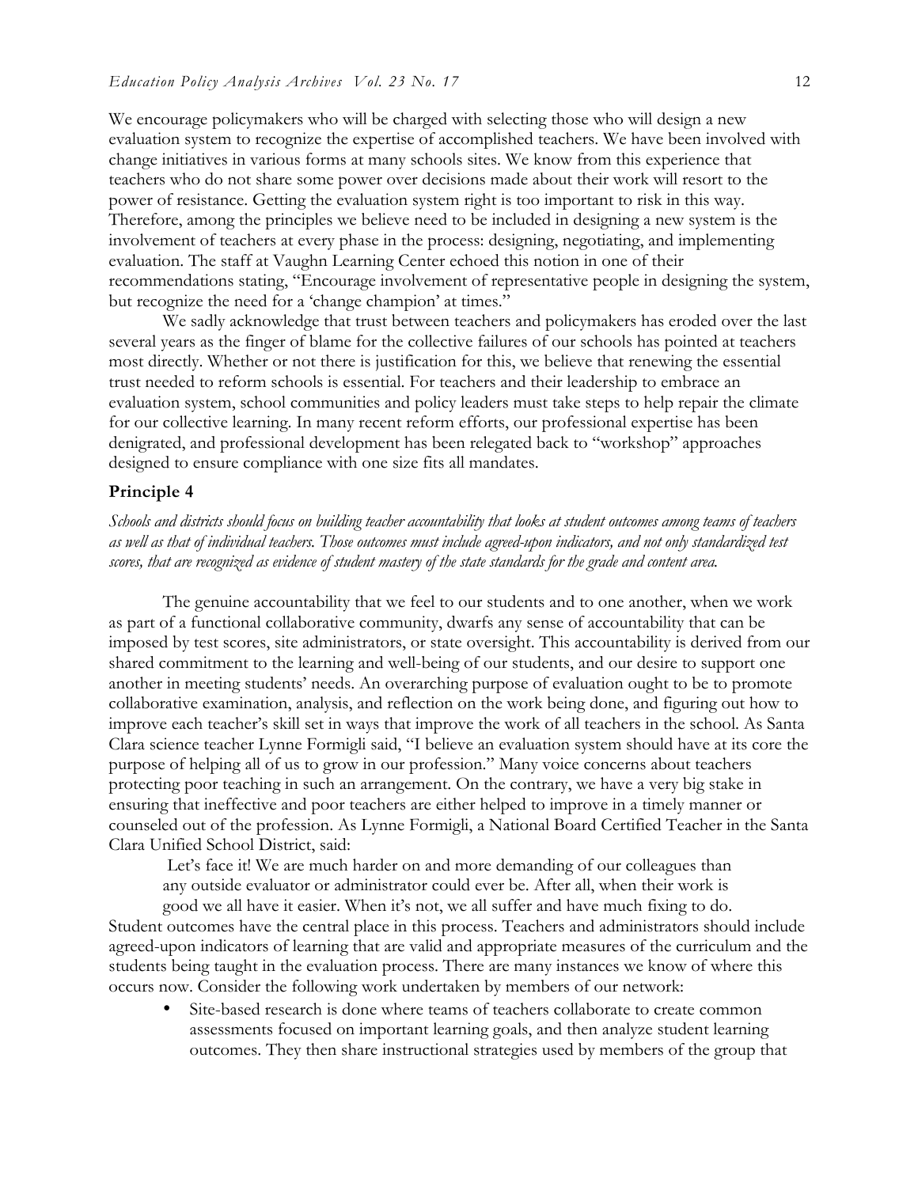We encourage policymakers who will be charged with selecting those who will design a new evaluation system to recognize the expertise of accomplished teachers. We have been involved with change initiatives in various forms at many schools sites. We know from this experience that teachers who do not share some power over decisions made about their work will resort to the power of resistance. Getting the evaluation system right is too important to risk in this way. Therefore, among the principles we believe need to be included in designing a new system is the involvement of teachers at every phase in the process: designing, negotiating, and implementing evaluation. The staff at Vaughn Learning Center echoed this notion in one of their recommendations stating, "Encourage involvement of representative people in designing the system, but recognize the need for a 'change champion' at times."

We sadly acknowledge that trust between teachers and policymakers has eroded over the last several years as the finger of blame for the collective failures of our schools has pointed at teachers most directly. Whether or not there is justification for this, we believe that renewing the essential trust needed to reform schools is essential. For teachers and their leadership to embrace an evaluation system, school communities and policy leaders must take steps to help repair the climate for our collective learning. In many recent reform efforts, our professional expertise has been denigrated, and professional development has been relegated back to "workshop" approaches designed to ensure compliance with one size fits all mandates.

### Principle 4

*Schools and districts should focus on building teacher accountability that looks at student outcomes among teams of teachers as well as that of individual teachers. Those outcomes must include agreed-upon indicators, and not only standardized test scores, that are recognized as evidence of student mastery of the state standards for the grade and content area.*

The genuine accountability that we feel to our students and to one another, when we work as part of a functional collaborative community, dwarfs any sense of accountability that can be imposed by test scores, site administrators, or state oversight. This accountability is derived from our shared commitment to the learning and well-being of our students, and our desire to support one another in meeting students' needs. An overarching purpose of evaluation ought to be to promote collaborative examination, analysis, and reflection on the work being done, and figuring out how to improve each teacher's skill set in ways that improve the work of all teachers in the school. As Santa Clara science teacher Lynne Formigli said, "I believe an evaluation system should have at its core the purpose of helping all of us to grow in our profession." Many voice concerns about teachers protecting poor teaching in such an arrangement. On the contrary, we have a very big stake in ensuring that ineffective and poor teachers are either helped to improve in a timely manner or counseled out of the profession. As Lynne Formigli, a National Board Certified Teacher in the Santa Clara Unified School District, said:

> Let's face it! We are much harder on and more demanding of our colleagues than any outside evaluator or administrator could ever be. After all, when their work is good we all have it easier. When it's not, we all suffer and have much fixing to do.

Student outcomes have the central place in this process. Teachers and administrators should include agreed-upon indicators of learning that are valid and appropriate measures of the curriculum and the students being taught in the evaluation process. There are many instances we know of where this occurs now. Consider the following work undertaken by members of our network:

- Site-based research is done where teams of teachers collaborate to create common assessments focused on important learning goals, and then analyze student learning outcomes. They then share instructional strategies used by members of the group that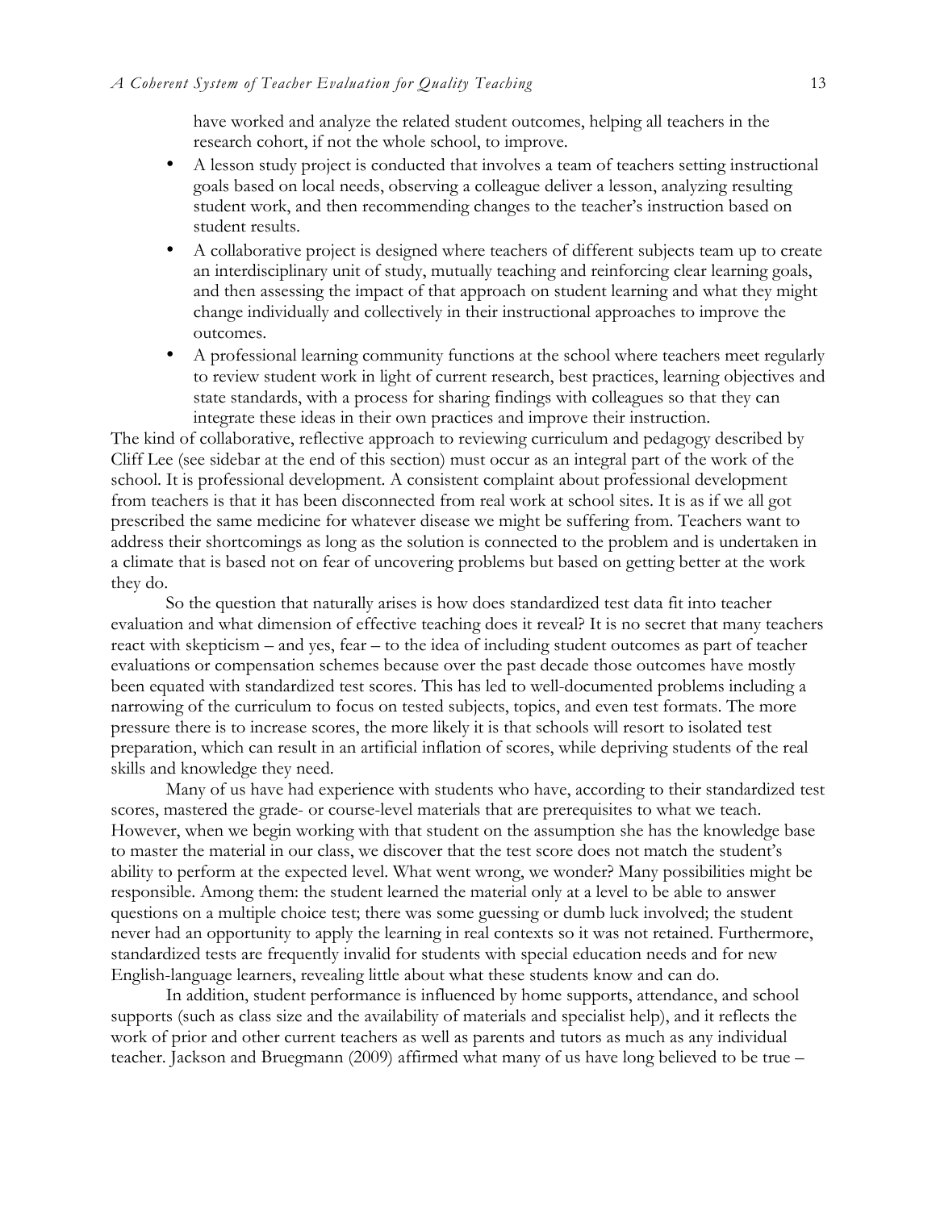have worked and analyze the related student outcomes, helping all teachers in the research cohort, if not the whole school, to improve.

- A lesson study project is conducted that involves a team of teachers setting instructional goals based on local needs, observing a colleague deliver a lesson, analyzing resulting student work, and then recommending changes to the teacher's instruction based on student results.
- A collaborative project is designed where teachers of different subjects team up to create an interdisciplinary unit of study, mutually teaching and reinforcing clear learning goals, and then assessing the impact of that approach on student learning and what they might change individually and collectively in their instructional approaches to improve the outcomes.
- A professional learning community functions at the school where teachers meet regularly to review student work in light of current research, best practices, learning objectives and state standards, with a process for sharing findings with colleagues so that they can integrate these ideas in their own practices and improve their instruction.

The kind of collaborative, reflective approach to reviewing curriculum and pedagogy described by Cliff Lee (see sidebar at the end of this section) must occur as an integral part of the work of the school. It is professional development. A consistent complaint about professional development from teachers is that it has been disconnected from real work at school sites. It is as if we all got prescribed the same medicine for whatever disease we might be suffering from. Teachers want to address their shortcomings as long as the solution is connected to the problem and is undertaken in a climate that is based not on fear of uncovering problems but based on getting better at the work they do.

So the question that naturally arises is how does standardized test data fit into teacher evaluation and what dimension of effective teaching does it reveal? It is no secret that many teachers react with skepticism – and yes, fear – to the idea of including student outcomes as part of teacher evaluations or compensation schemes because over the past decade those outcomes have mostly been equated with standardized test scores. This has led to well-documented problems including a narrowing of the curriculum to focus on tested subjects, topics, and even test formats. The more pressure there is to increase scores, the more likely it is that schools will resort to isolated test preparation, which can result in an artificial inflation of scores, while depriving students of the real skills and knowledge they need.

Many of us have had experience with students who have, according to their standardized test scores, mastered the grade- or course-level materials that are prerequisites to what we teach. However, when we begin working with that student on the assumption she has the knowledge base to master the material in our class, we discover that the test score does not match the student's ability to perform at the expected level. What went wrong, we wonder? Many possibilities might be responsible. Among them: the student learned the material only at a level to be able to answer questions on a multiple choice test; there was some guessing or dumb luck involved; the student never had an opportunity to apply the learning in real contexts so it was not retained. Furthermore, standardized tests are frequently invalid for students with special education needs and for new English-language learners, revealing little about what these students know and can do.

In addition, student performance is influenced by home supports, attendance, and school supports (such as class size and the availability of materials and specialist help), and it reflects the work of prior and other current teachers as well as parents and tutors as much as any individual teacher. Jackson and Bruegmann (2009) affirmed what many of us have long believed to be true –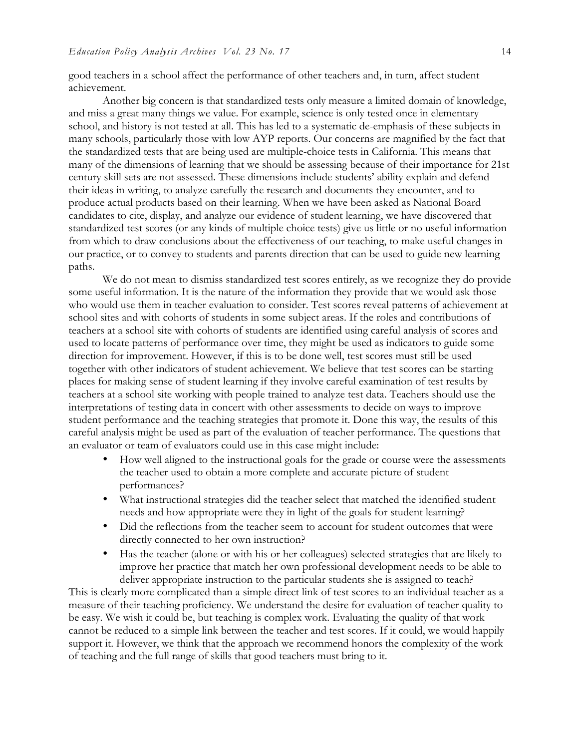good teachers in a school affect the performance of other teachers and, in turn, affect student achievement.

Another big concern is that standardized tests only measure a limited domain of knowledge, and miss a great many things we value. For example, science is only tested once in elementary school, and history is not tested at all. This has led to a systematic de-emphasis of these subjects in many schools, particularly those with low AYP reports. Our concerns are magnified by the fact that the standardized tests that are being used are multiple-choice tests in California. This means that many of the dimensions of learning that we should be assessing because of their importance for 21st century skill sets are not assessed. These dimensions include students' ability explain and defend their ideas in writing, to analyze carefully the research and documents they encounter, and to produce actual products based on their learning. When we have been asked as National Board candidates to cite, display, and analyze our evidence of student learning, we have discovered that standardized test scores (or any kinds of multiple choice tests) give us little or no useful information from which to draw conclusions about the effectiveness of our teaching, to make useful changes in our practice, or to convey to students and parents direction that can be used to guide new learning paths.

We do not mean to dismiss standardized test scores entirely, as we recognize they do provide some useful information. It is the nature of the information they provide that we would ask those who would use them in teacher evaluation to consider. Test scores reveal patterns of achievement at school sites and with cohorts of students in some subject areas. If the roles and contributions of teachers at a school site with cohorts of students are identified using careful analysis of scores and used to locate patterns of performance over time, they might be used as indicators to guide some direction for improvement. However, if this is to be done well, test scores must still be used together with other indicators of student achievement. We believe that test scores can be starting places for making sense of student learning if they involve careful examination of test results by teachers at a school site working with people trained to analyze test data. Teachers should use the interpretations of testing data in concert with other assessments to decide on ways to improve student performance and the teaching strategies that promote it. Done this way, the results of this careful analysis might be used as part of the evaluation of teacher performance. The questions that an evaluator or team of evaluators could use in this case might include:

- How well aligned to the instructional goals for the grade or course were the assessments the teacher used to obtain a more complete and accurate picture of student performances?
- What instructional strategies did the teacher select that matched the identified student needs and how appropriate were they in light of the goals for student learning?
- Did the reflections from the teacher seem to account for student outcomes that were directly connected to her own instruction?
- Has the teacher (alone or with his or her colleagues) selected strategies that are likely to improve her practice that match her own professional development needs to be able to deliver appropriate instruction to the particular students she is assigned to teach?

This is clearly more complicated than a simple direct link of test scores to an individual teacher as a measure of their teaching proficiency. We understand the desire for evaluation of teacher quality to be easy. We wish it could be, but teaching is complex work. Evaluating the quality of that work cannot be reduced to a simple link between the teacher and test scores. If it could, we would happily support it. However, we think that the approach we recommend honors the complexity of the work of teaching and the full range of skills that good teachers must bring to it.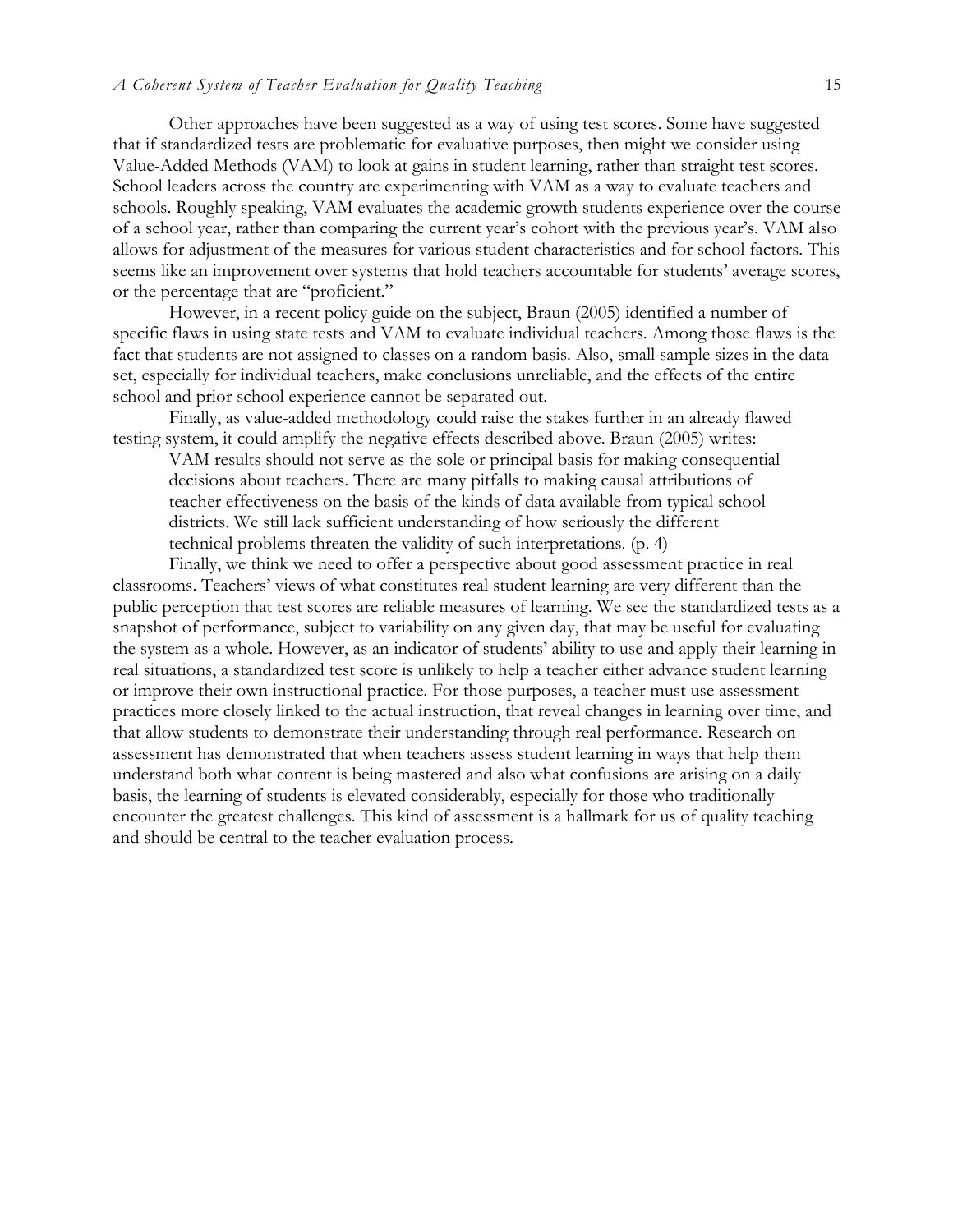Other approaches have been suggested as a way of using test scores. Some have suggested that if standardized tests are problematic for evaluative purposes, then might we consider using Value-Added Methods (VAM) to look at gains in student learning, rather than straight test scores. School leaders across the country are experimenting with VAM as a way to evaluate teachers and schools. Roughly speaking, VAM evaluates the academic growth students experience over the course of a school year, rather than comparing the current year's cohort with the previous year's. VAM also allows for adjustment of the measures for various student characteristics and for school factors. This seems like an improvement over systems that hold teachers accountable for students' average scores, or the percentage that are "proficient."

However, in a recent policy guide on the subject, Braun (2005) identified a number of specific flaws in using state tests and VAM to evaluate individual teachers. Among those flaws is the fact that students are not assigned to classes on a random basis. Also, small sample sizes in the data set, especially for individual teachers, make conclusions unreliable, and the effects of the entire school and prior school experience cannot be separated out.

Finally, as value-added methodology could raise the stakes further in an already flawed testing system, it could amplify the negative effects described above. Braun (2005) writes:

> VAM results should not serve as the sole or principal basis for making consequential decisions about teachers. There are many pitfalls to making causal attributions of teacher effectiveness on the basis of the kinds of data available from typical school districts. We still lack sufficient understanding of how seriously the different technical problems threaten the validity of such interpretations. (p. 4)

Finally, we think we need to offer a perspective about good assessment practice in real classrooms. Teachers' views of what constitutes real student learning are very different than the public perception that test scores are reliable measures of learning. We see the standardized tests as a snapshot of performance, subject to variability on any given day, that may be useful for evaluating the system as a whole. However, as an indicator of students' ability to use and apply their learning in real situations, a standardized test score is unlikely to help a teacher either advance student learning or improve their own instructional practice. For those purposes, a teacher must use assessment practices more closely linked to the actual instruction, that reveal changes in learning over time, and that allow students to demonstrate their understanding through real performance. Research on assessment has demonstrated that when teachers assess student learning in ways that help them understand both what content is being mastered and also what confusions are arising on a daily basis, the learning of students is elevated considerably, especially for those who traditionally encounter the greatest challenges. This kind of assessment is a hallmark for us of quality teaching and should be central to the teacher evaluation process.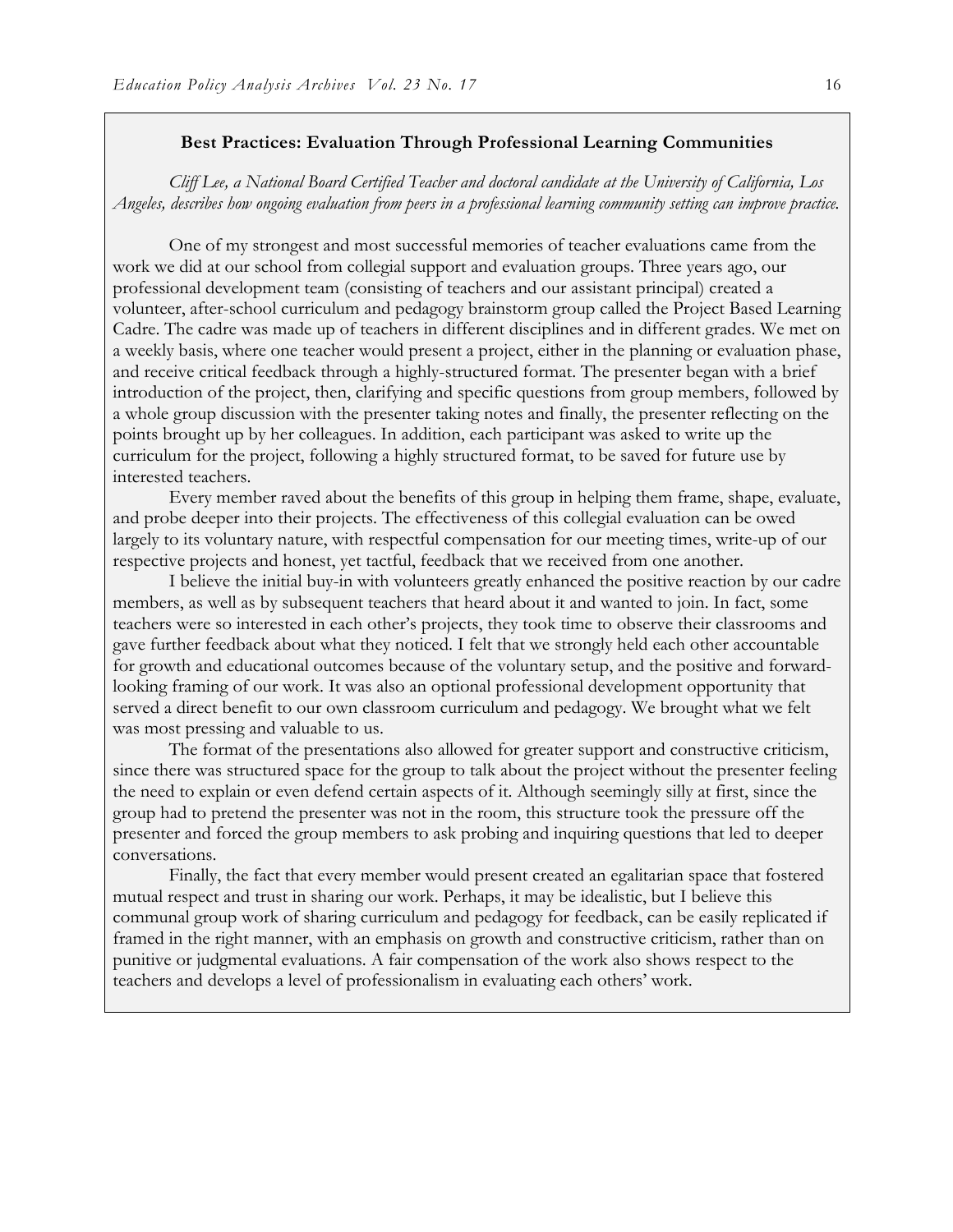**Best Practices: Evaluation Through Professional Learning Communities**

*Cliff Lee, a National Board Certified Teacher and doctoral candidate at the University of California, Los Angeles, describes how ongoing evaluation from peers in a professional learning community setting can improve practice.*

One of my strongest and most successful memories of teacher evaluations came from the work we did at our school from collegial support and evaluation groups. Three years ago, our professional development team (consisting of teachers and our assistant principal) created a volunteer, after-school curriculum and pedagogy brainstorm group called the Project Based Learning Cadre. The cadre was made up of teachers in different disciplines and in different grades. We met on a weekly basis, where one teacher would present a project, either in the planning or evaluation phase, and receive critical feedback through a highly-structured format. The presenter began with a brief introduction of the project, then, clarifying and specific questions from group members, followed by a whole group discussion with the presenter taking notes and finally, the presenter reflecting on the points brought up by her colleagues. In addition, each participant was asked to write up the curriculum for the project, following a highly structured format, to be saved for future use by interested teachers.

Every member raved about the benefits of this group in helping them frame, shape, evaluate, and probe deeper into their projects. The effectiveness of this collegial evaluation can be owed largely to its voluntary nature, with respectful compensation for our meeting times, write-up of our respective projects and honest, yet tactful, feedback that we received from one another.

I believe the initial buy-in with volunteers greatly enhanced the positive reaction by our cadre members, as well as by subsequent teachers that heard about it and wanted to join. In fact, some teachers were so interested in each other's projects, they took time to observe their classrooms and gave further feedback about what they noticed. I felt that we strongly held each other accountable for growth and educational outcomes because of the voluntary setup, and the positive and forward-looking framing of our work. It was also an optional professional development opportunity that served a direct benefit to our own classroom curriculum and pedagogy. We brought what we felt was most pressing and valuable to us.

The format of the presentations also allowed for greater support and constructive criticism, since there was structured space for the group to talk about the project without the presenter feeling the need to explain or even defend certain aspects of it. Although seemingly silly at first, since the group had to pretend the presenter was not in the room, this structure took the pressure off the presenter and forced the group members to ask probing and inquiring questions that led to deeper conversations.

Finally, the fact that every member would present created an egalitarian space that fostered mutual respect and trust in sharing our work. Perhaps, it may be idealistic, but I believe this communal group work of sharing curriculum and pedagogy for feedback, can be easily replicated if framed in the right manner, with an emphasis on growth and constructive criticism, rather than on punitive or judgmental evaluations. A fair compensation of the work also shows respect to the teachers and develops a level of professionalism in evaluating each others' work.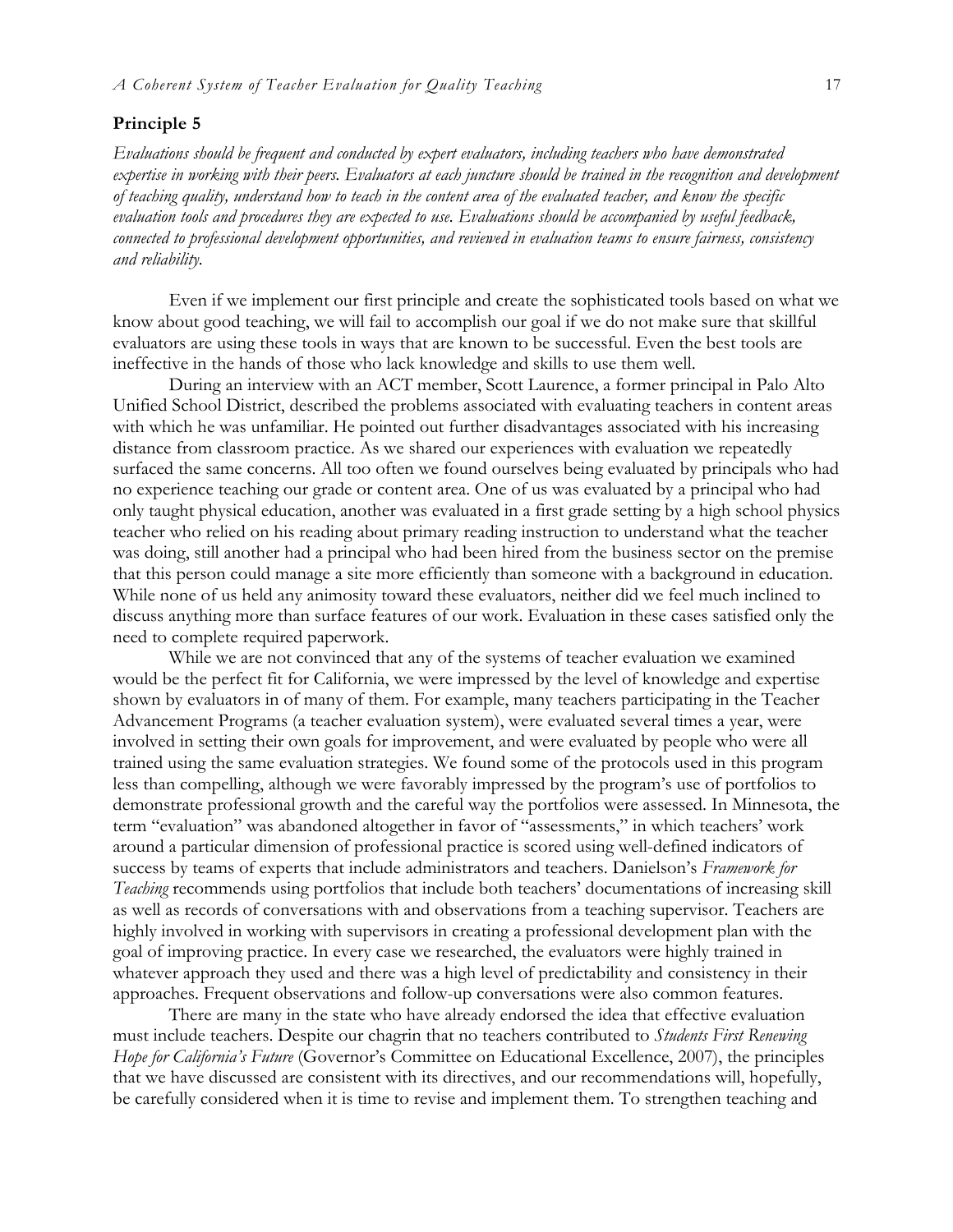## Principle 5

*Evaluations should be frequent and conducted by expert evaluators, including teachers who have demonstrated expertise in working with their peers. Evaluators at each juncture should be trained in the recognition and development of teaching quality, understand how to teach in the content area of the evaluated teacher, and know the specific evaluation tools and procedures they are expected to use. Evaluations should be accompanied by useful feedback, connected to professional development opportunities, and reviewed in evaluation teams to ensure fairness, consistency and reliability.*

Even if we implement our first principle and create the sophisticated tools based on what we know about good teaching, we will fail to accomplish our goal if we do not make sure that skillful evaluators are using these tools in ways that are known to be successful. Even the best tools are ineffective in the hands of those who lack knowledge and skills to use them well.

During an interview with an ACT member, Scott Laurence, a former principal in Palo Alto Unified School District, described the problems associated with evaluating teachers in content areas with which he was unfamiliar. He pointed out further disadvantages associated with his increasing distance from classroom practice. As we shared our experiences with evaluation we repeatedly surfaced the same concerns. All too often we found ourselves being evaluated by principals who had no experience teaching our grade or content area. One of us was evaluated by a principal who had only taught physical education, another was evaluated in a first grade setting by a high school physics teacher who relied on his reading about primary reading instruction to understand what the teacher was doing, still another had a principal who had been hired from the business sector on the premise that this person could manage a site more efficiently than someone with a background in education. While none of us held any animosity toward these evaluators, neither did we feel much inclined to discuss anything more than surface features of our work. Evaluation in these cases satisfied only the need to complete required paperwork.

While we are not convinced that any of the systems of teacher evaluation we examined would be the perfect fit for California, we were impressed by the level of knowledge and expertise shown by evaluators in of many of them. For example, many teachers participating in the Teacher Advancement Programs (a teacher evaluation system), were evaluated several times a year, were involved in setting their own goals for improvement, and were evaluated by people who were all trained using the same evaluation strategies. We found some of the protocols used in this program less than compelling, although we were favorably impressed by the program's use of portfolios to demonstrate professional growth and the careful way the portfolios were assessed. In Minnesota, the term "evaluation" was abandoned altogether in favor of "assessments," in which teachers' work around a particular dimension of professional practice is scored using well-defined indicators of success by teams of experts that include administrators and teachers. Danielson's *Framework for Teaching* recommends using portfolios that include both teachers' documentations of increasing skill as well as records of conversations with and observations from a teaching supervisor. Teachers are highly involved in working with supervisors in creating a professional development plan with the goal of improving practice. In every case we researched, the evaluators were highly trained in whatever approach they used and there was a high level of predictability and consistency in their approaches. Frequent observations and follow-up conversations were also common features.

There are many in the state who have already endorsed the idea that effective evaluation must include teachers. Despite our chagrin that no teachers contributed to *Students First Renewing Hope for California's Future* (Governor's Committee on Educational Excellence, 2007), the principles that we have discussed are consistent with its directives, and our recommendations will, hopefully, be carefully considered when it is time to revise and implement them. To strengthen teaching and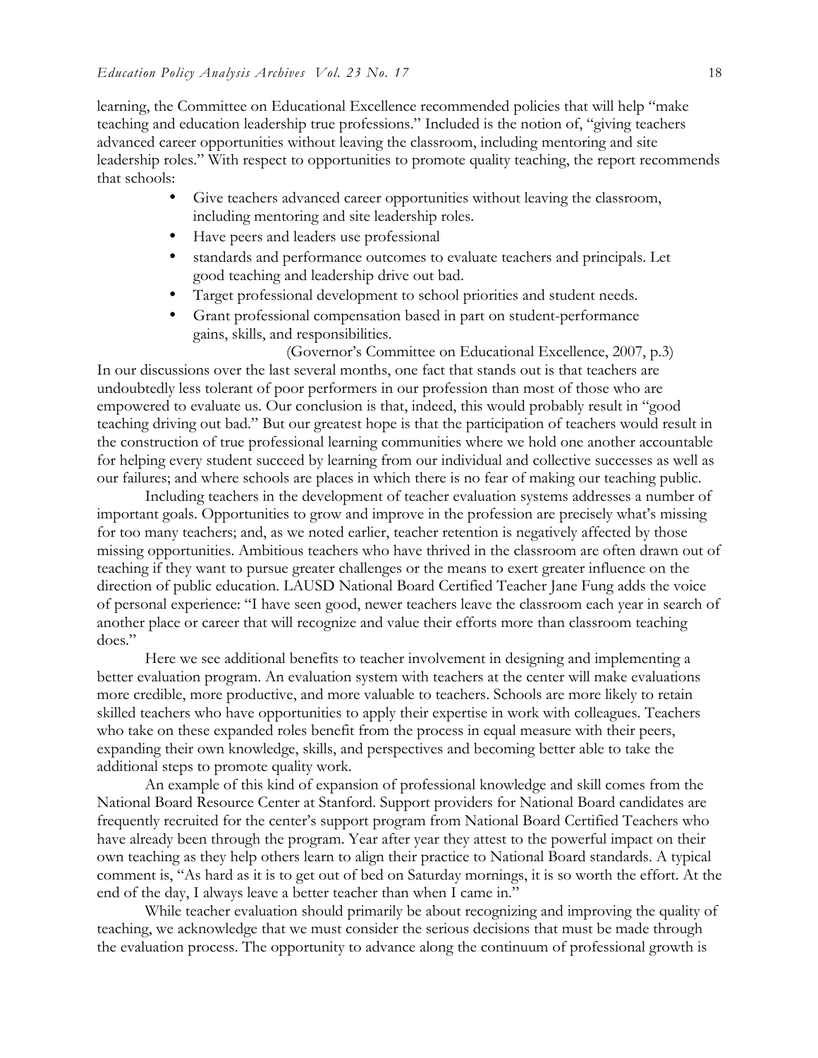learning, the Committee on Educational Excellence recommended policies that will help "make teaching and education leadership true professions." Included is the notion of, "giving teachers advanced career opportunities without leaving the classroom, including mentoring and site leadership roles." With respect to opportunities to promote quality teaching, the report recommends that schools:

- Give teachers advanced career opportunities without leaving the classroom, including mentoring and site leadership roles.
- Have peers and leaders use professional
- standards and performance outcomes to evaluate teachers and principals. Let good teaching and leadership drive out bad.
- Target professional development to school priorities and student needs.
- Grant professional compensation based in part on student-performance gains, skills, and responsibilities.

(Governor's Committee on Educational Excellence, 2007, p.3)

In our discussions over the last several months, one fact that stands out is that teachers are undoubtedly less tolerant of poor performers in our profession than most of those who are empowered to evaluate us. Our conclusion is that, indeed, this would probably result in "good teaching driving out bad." But our greatest hope is that the participation of teachers would result in the construction of true professional learning communities where we hold one another accountable for helping every student succeed by learning from our individual and collective successes as well as our failures; and where schools are places in which there is no fear of making our teaching public.

Including teachers in the development of teacher evaluation systems addresses a number of important goals. Opportunities to grow and improve in the profession are precisely what's missing for too many teachers; and, as we noted earlier, teacher retention is negatively affected by those missing opportunities. Ambitious teachers who have thrived in the classroom are often drawn out of teaching if they want to pursue greater challenges or the means to exert greater influence on the direction of public education. LAUSD National Board Certified Teacher Jane Fung adds the voice of personal experience: "I have seen good, newer teachers leave the classroom each year in search of another place or career that will recognize and value their efforts more than classroom teaching does."

Here we see additional benefits to teacher involvement in designing and implementing a better evaluation program. An evaluation system with teachers at the center will make evaluations more credible, more productive, and more valuable to teachers. Schools are more likely to retain skilled teachers who have opportunities to apply their expertise in work with colleagues. Teachers who take on these expanded roles benefit from the process in equal measure with their peers, expanding their own knowledge, skills, and perspectives and becoming better able to take the additional steps to promote quality work.

An example of this kind of expansion of professional knowledge and skill comes from the National Board Resource Center at Stanford. Support providers for National Board candidates are frequently recruited for the center's support program from National Board Certified Teachers who have already been through the program. Year after year they attest to the powerful impact on their own teaching as they help others learn to align their practice to National Board standards. A typical comment is, "As hard as it is to get out of bed on Saturday mornings, it is so worth the effort. At the end of the day, I always leave a better teacher than when I came in."

While teacher evaluation should primarily be about recognizing and improving the quality of teaching, we acknowledge that we must consider the serious decisions that must be made through the evaluation process. The opportunity to advance along the continuum of professional growth is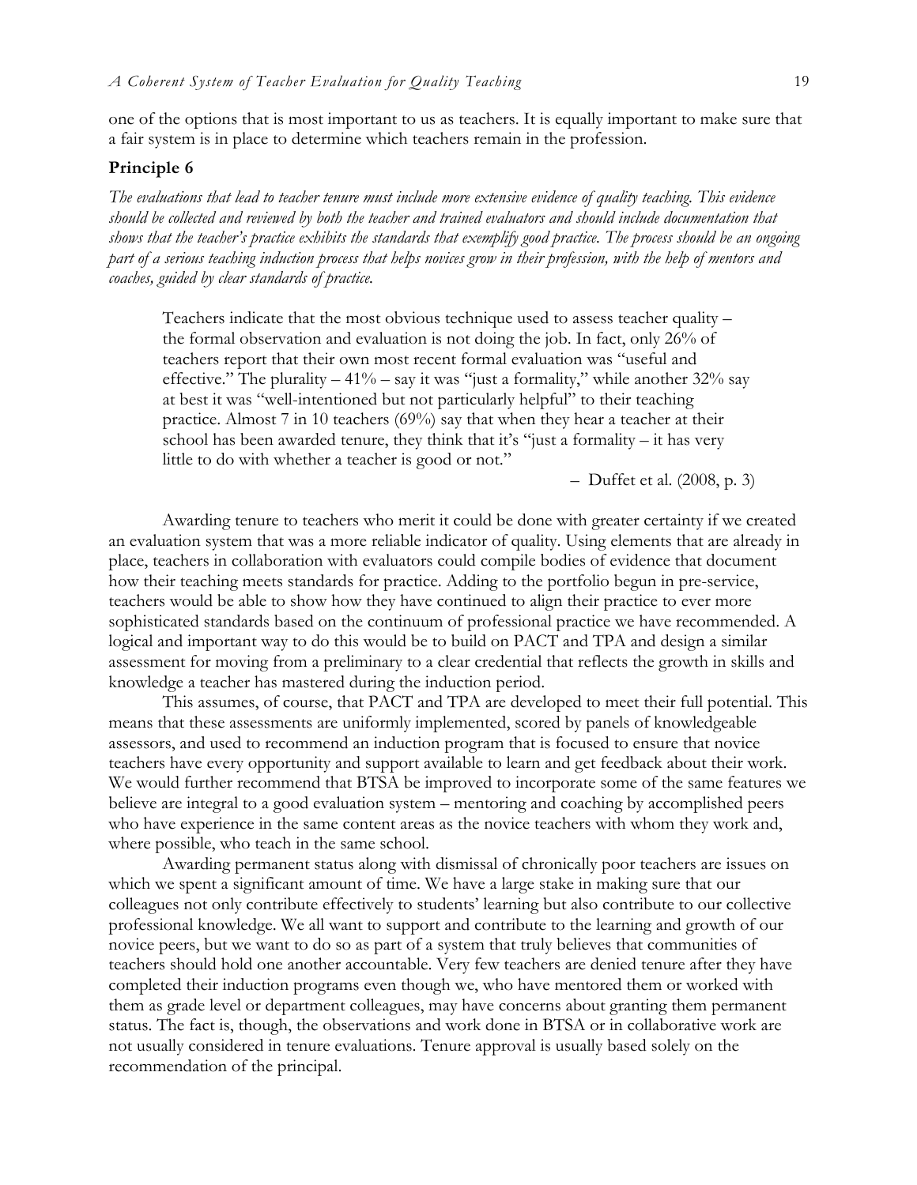one of the options that is most important to us as teachers. It is equally important to make sure that a fair system is in place to determine which teachers remain in the profession.

### Principle 6

*The evaluations that lead to teacher tenure must include more extensive evidence of quality teaching. This evidence should be collected and reviewed by both the teacher and trained evaluators and should include documentation that shows that the teacher's practice exhibits the standards that exemplify good practice. The process should be an ongoing part of a serious teaching induction process that helps novices grow in their profession, with the help of mentors and coaches, guided by clear standards of practice.*

> Teachers indicate that the most obvious technique used to assess teacher quality – the formal observation and evaluation is not doing the job. In fact, only 26% of teachers report that their own most recent formal evaluation was "useful and effective." The plurality – 41% – say it was "just a formality," while another 32% say at best it was "well-intentioned but not particularly helpful" to their teaching practice. Almost 7 in 10 teachers (69%) say that when they hear a teacher at their school has been awarded tenure, they think that it's "just a formality – it has very little to do with whether a teacher is good or not."
>
> – Duffet et al. (2008, p. 3)

Awarding tenure to teachers who merit it could be done with greater certainty if we created an evaluation system that was a more reliable indicator of quality. Using elements that are already in place, teachers in collaboration with evaluators could compile bodies of evidence that document how their teaching meets standards for practice. Adding to the portfolio begun in pre-service, teachers would be able to show how they have continued to align their practice to ever more sophisticated standards based on the continuum of professional practice we have recommended. A logical and important way to do this would be to build on PACT and TPA and design a similar assessment for moving from a preliminary to a clear credential that reflects the growth in skills and knowledge a teacher has mastered during the induction period.

This assumes, of course, that PACT and TPA are developed to meet their full potential. This means that these assessments are uniformly implemented, scored by panels of knowledgeable assessors, and used to recommend an induction program that is focused to ensure that novice teachers have every opportunity and support available to learn and get feedback about their work. We would further recommend that BTSA be improved to incorporate some of the same features we believe are integral to a good evaluation system – mentoring and coaching by accomplished peers who have experience in the same content areas as the novice teachers with whom they work and, where possible, who teach in the same school.

Awarding permanent status along with dismissal of chronically poor teachers are issues on which we spent a significant amount of time. We have a large stake in making sure that our colleagues not only contribute effectively to students' learning but also contribute to our collective professional knowledge. We all want to support and contribute to the learning and growth of our novice peers, but we want to do so as part of a system that truly believes that communities of teachers should hold one another accountable. Very few teachers are denied tenure after they have completed their induction programs even though we, who have mentored them or worked with them as grade level or department colleagues, may have concerns about granting them permanent status. The fact is, though, the observations and work done in BTSA or in collaborative work are not usually considered in tenure evaluations. Tenure approval is usually based solely on the recommendation of the principal.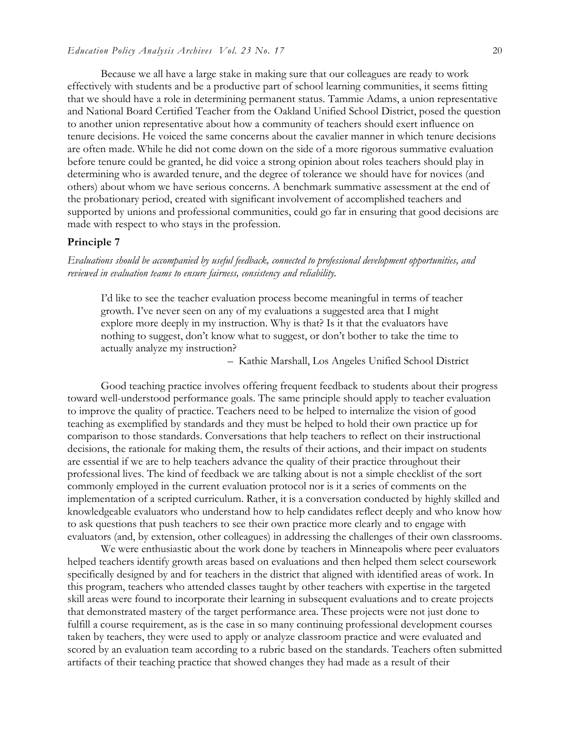Because we all have a large stake in making sure that our colleagues are ready to work effectively with students and be a productive part of school learning communities, it seems fitting that we should have a role in determining permanent status. Tammie Adams, a union representative and National Board Certified Teacher from the Oakland Unified School District, posed the question to another union representative about how a community of teachers should exert influence on tenure decisions. He voiced the same concerns about the cavalier manner in which tenure decisions are often made. While he did not come down on the side of a more rigorous summative evaluation before tenure could be granted, he did voice a strong opinion about roles teachers should play in determining who is awarded tenure, and the degree of tolerance we should have for novices (and others) about whom we have serious concerns. A benchmark summative assessment at the end of the probationary period, created with significant involvement of accomplished teachers and supported by unions and professional communities, could go far in ensuring that good decisions are made with respect to who stays in the profession.

### Principle 7

*Evaluations should be accompanied by useful feedback, connected to professional development opportunities, and reviewed in evaluation teams to ensure fairness, consistency and reliability.*

> I'd like to see the teacher evaluation process become meaningful in terms of teacher growth. I've never seen on any of my evaluations a suggested area that I might explore more deeply in my instruction. Why is that? Is it that the evaluators have nothing to suggest, don't know what to suggest, or don't bother to take the time to actually analyze my instruction?
>
> – Kathie Marshall, Los Angeles Unified School District

Good teaching practice involves offering frequent feedback to students about their progress toward well-understood performance goals. The same principle should apply to teacher evaluation to improve the quality of practice. Teachers need to be helped to internalize the vision of good teaching as exemplified by standards and they must be helped to hold their own practice up for comparison to those standards. Conversations that help teachers to reflect on their instructional decisions, the rationale for making them, the results of their actions, and their impact on students are essential if we are to help teachers advance the quality of their practice throughout their professional lives. The kind of feedback we are talking about is not a simple checklist of the sort commonly employed in the current evaluation protocol nor is it a series of comments on the implementation of a scripted curriculum. Rather, it is a conversation conducted by highly skilled and knowledgeable evaluators who understand how to help candidates reflect deeply and who know how to ask questions that push teachers to see their own practice more clearly and to engage with evaluators (and, by extension, other colleagues) in addressing the challenges of their own classrooms.

We were enthusiastic about the work done by teachers in Minneapolis where peer evaluators helped teachers identify growth areas based on evaluations and then helped them select coursework specifically designed by and for teachers in the district that aligned with identified areas of work. In this program, teachers who attended classes taught by other teachers with expertise in the targeted skill areas were found to incorporate their learning in subsequent evaluations and to create projects that demonstrated mastery of the target performance area. These projects were not just done to fulfill a course requirement, as is the case in so many continuing professional development courses taken by teachers, they were used to apply or analyze classroom practice and were evaluated and scored by an evaluation team according to a rubric based on the standards. Teachers often submitted artifacts of their teaching practice that showed changes they had made as a result of their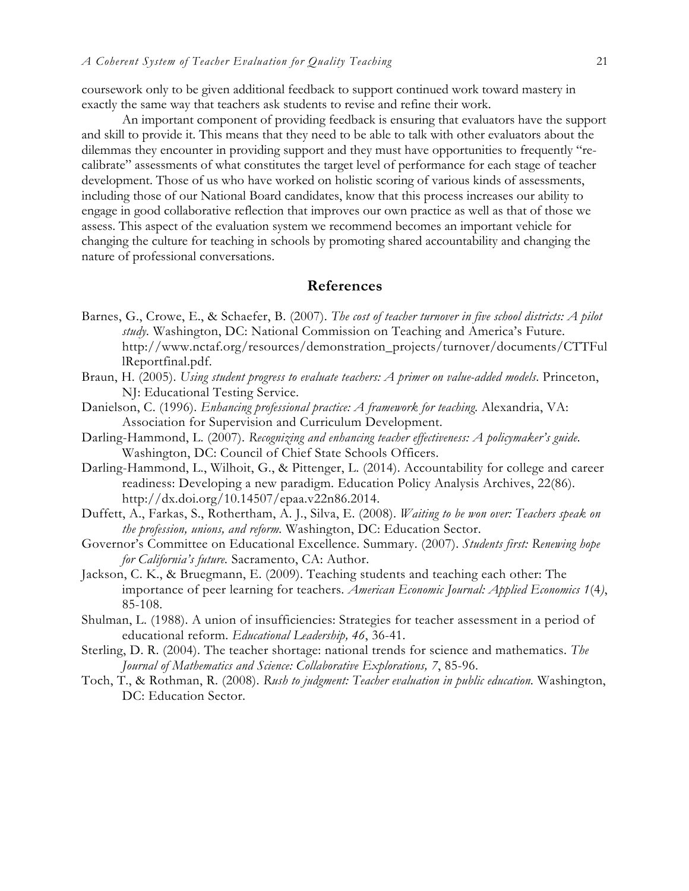coursework only to be given additional feedback to support continued work toward mastery in exactly the same way that teachers ask students to revise and refine their work.

An important component of providing feedback is ensuring that evaluators have the support and skill to provide it. This means that they need to be able to talk with other evaluators about the dilemmas they encounter in providing support and they must have opportunities to frequently "re-calibrate" assessments of what constitutes the target level of performance for each stage of teacher development. Those of us who have worked on holistic scoring of various kinds of assessments, including those of our National Board candidates, know that this process increases our ability to engage in good collaborative reflection that improves our own practice as well as that of those we assess. This aspect of the evaluation system we recommend becomes an important vehicle for changing the culture for teaching in schools by promoting shared accountability and changing the nature of professional conversations.

## References

Barnes, G., Crowe, E., & Schaefer, B. (2007). *The cost of teacher turnover in five school districts: A pilot study*. Washington, DC: National Commission on Teaching and America's Future. http://www.nctaf.org/resources/demonstration_projects/turnover/documents/CTTFullReportfinal.pdf.

Braun, H. (2005). *Using student progress to evaluate teachers: A primer on value-added models*. Princeton, NJ: Educational Testing Service.

Danielson, C. (1996). *Enhancing professional practice: A framework for teaching.* Alexandria, VA: Association for Supervision and Curriculum Development.

Darling-Hammond, L. (2007). *Recognizing and enhancing teacher effectiveness: A policymaker's guide.* Washington, DC: Council of Chief State Schools Officers.

Darling-Hammond, L., Wilhoit, G., & Pittenger, L. (2014). Accountability for college and career readiness: Developing a new paradigm. Education Policy Analysis Archives, 22(86). http://dx.doi.org/10.14507/epaa.v22n86.2014.

Duffett, A., Farkas, S., Rothertham, A. J., Silva, E. (2008). *Waiting to be won over: Teachers speak on the profession, unions, and reform.* Washington, DC: Education Sector.

Governor's Committee on Educational Excellence. Summary. (2007). *Students first: Renewing hope for California's future.* Sacramento, CA: Author.

Jackson, C. K., & Bruegmann, E. (2009). Teaching students and teaching each other: The importance of peer learning for teachers. *American Economic Journal: Applied Economics 1*(4), 85-108.

Shulman, L. (1988). A union of insufficiencies: Strategies for teacher assessment in a period of educational reform. *Educational Leadership, 46*, 36-41.

Sterling, D. R. (2004). The teacher shortage: national trends for science and mathematics. *The Journal of Mathematics and Science: Collaborative Explorations, 7*, 85-96.

Toch, T., & Rothman, R. (2008). *Rush to judgment: Teacher evaluation in public education.* Washington, DC: Education Sector.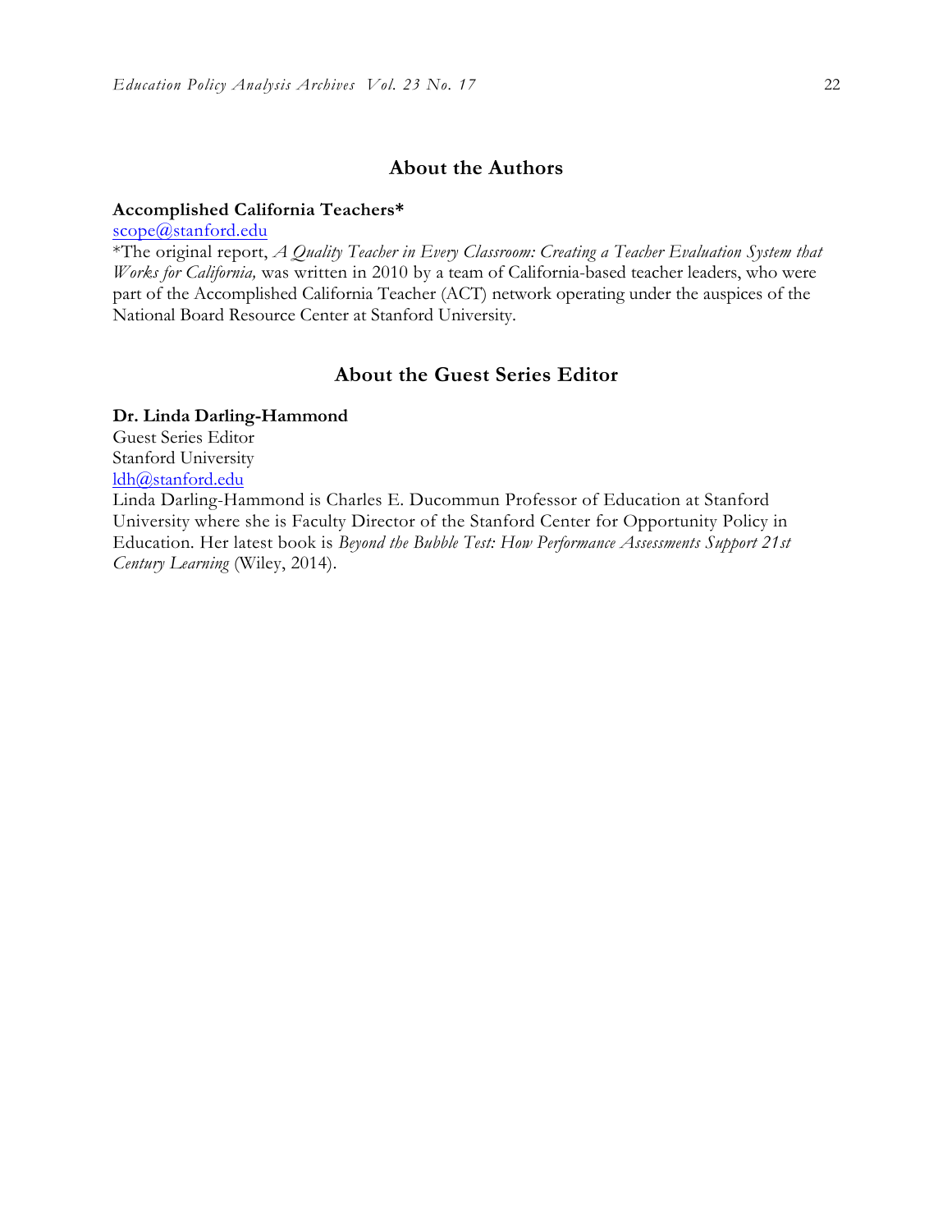## About the Authors

**Accomplished California Teachers***

scope@stanford.edu

*The original report, *A Quality Teacher in Every Classroom: Creating a Teacher Evaluation System that Works for California,* was written in 2010 by a team of California-based teacher leaders, who were part of the Accomplished California Teacher (ACT) network operating under the auspices of the National Board Resource Center at Stanford University.

## About the Guest Series Editor

**Dr. Linda Darling-Hammond**

Guest Series Editor

Stanford University

ldh@stanford.edu

Linda Darling-Hammond is Charles E. Ducommun Professor of Education at Stanford University where she is Faculty Director of the Stanford Center for Opportunity Policy in Education. Her latest book is *Beyond the Bubble Test: How Performance Assessments Support 21st Century Learning* (Wiley, 2014).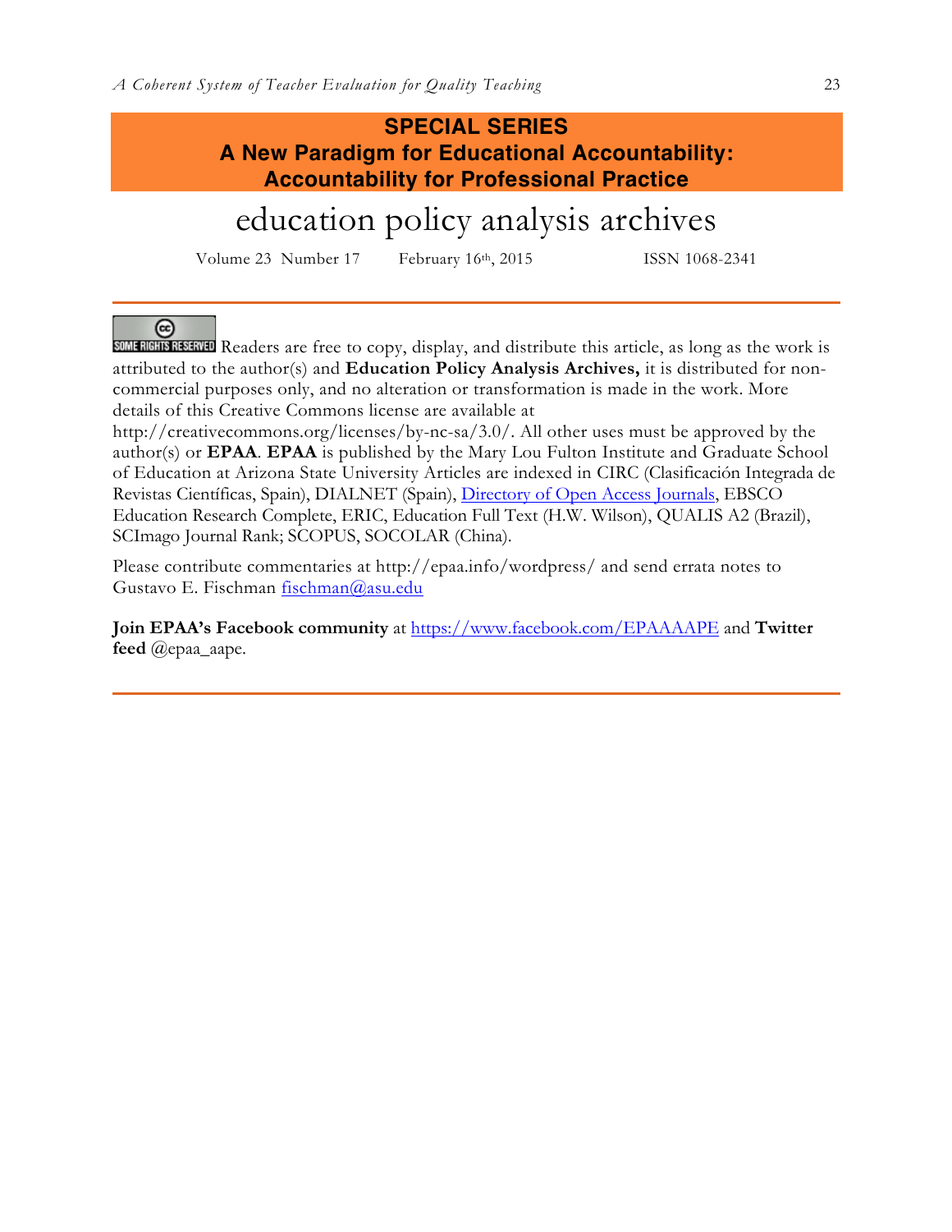**SPECIAL SERIES**
**A New Paradigm for Educational Accountability: Accountability for Professional Practice**

# education policy analysis archives

Volume 23 Number 17 February 16th, 2015 ISSN 1068-2341

---

SOME RIGHTS RESERVED Readers are free to copy, display, and distribute this article, as long as the work is attributed to the author(s) and **Education Policy Analysis Archives,** it is distributed for non-commercial purposes only, and no alteration or transformation is made in the work. More details of this Creative Commons license are available at http://creativecommons.org/licenses/by-nc-sa/3.0/. All other uses must be approved by the author(s) or **EPAA**. **EPAA** is published by the Mary Lou Fulton Institute and Graduate School of Education at Arizona State University Articles are indexed in CIRC (Clasificación Integrada de Revistas Científicas, Spain), DIALNET (Spain), Directory of Open Access Journals, EBSCO Education Research Complete, ERIC, Education Full Text (H.W. Wilson), QUALIS A2 (Brazil), SCImago Journal Rank; SCOPUS, SOCOLAR (China).

Please contribute commentaries at http://epaa.info/wordpress/ and send errata notes to Gustavo E. Fischman fischman@asu.edu

**Join EPAA's Facebook community** at https://www.facebook.com/EPAAAAPE and **Twitter feed** @epaa_aape.

---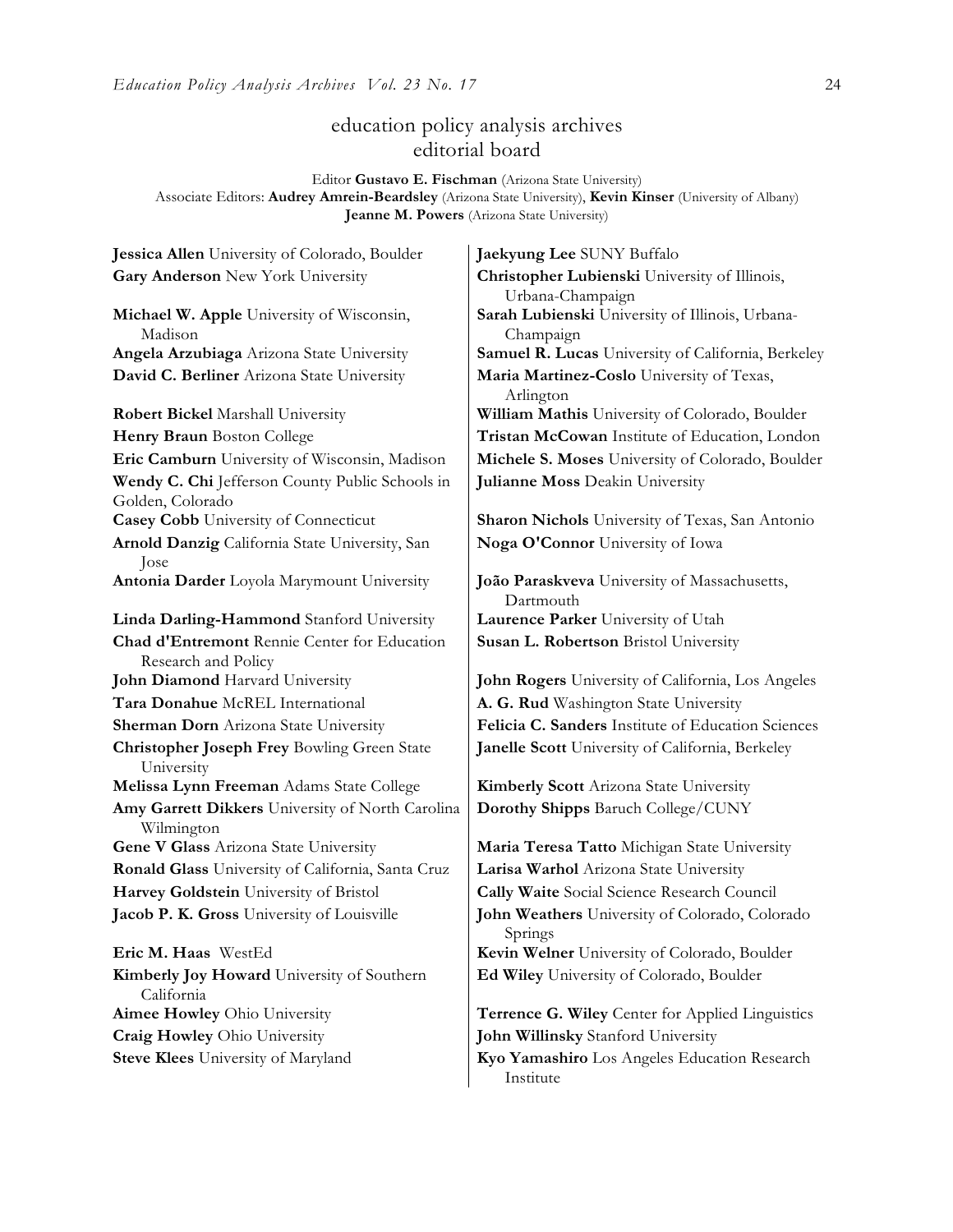## education policy analysis archives editorial board

Editor **Gustavo E. Fischman** (Arizona State University)
Associate Editors: **Audrey Amrein-Beardsley** (Arizona State University), **Kevin Kinser** (University of Albany) **Jeanne M. Powers** (Arizona State University)

**Jessica Allen** University of Colorado, Boulder
**Gary Anderson** New York University
**Michael W. Apple** University of Wisconsin, Madison
**Angela Arzubiaga** Arizona State University
**David C. Berliner** Arizona State University
**Robert Bickel** Marshall University
**Henry Braun** Boston College
**Eric Camburn** University of Wisconsin, Madison
**Wendy C. Chi** Jefferson County Public Schools in Golden, Colorado
**Casey Cobb** University of Connecticut
**Arnold Danzig** California State University, San Jose
**Antonia Darder** Loyola Marymount University
**Linda Darling-Hammond** Stanford University
**Chad d'Entremont** Rennie Center for Education Research and Policy
**John Diamond** Harvard University
**Tara Donahue** McREL International
**Sherman Dorn** Arizona State University
**Christopher Joseph Frey** Bowling Green State University
**Melissa Lynn Freeman** Adams State College
**Amy Garrett Dikkers** University of North Carolina Wilmington
**Gene V Glass** Arizona State University
**Ronald Glass** University of California, Santa Cruz
**Harvey Goldstein** University of Bristol
**Jacob P. K. Gross** University of Louisville
**Eric M. Haas** WestEd
**Kimberly Joy Howard** University of Southern California
**Aimee Howley** Ohio University
**Craig Howley** Ohio University
**Steve Klees** University of Maryland
**Jaekyung Lee** SUNY Buffalo
**Christopher Lubienski** University of Illinois, Urbana-Champaign
**Sarah Lubienski** University of Illinois, Urbana-Champaign
**Samuel R. Lucas** University of California, Berkeley
**Maria Martinez-Coslo** University of Texas, Arlington
**William Mathis** University of Colorado, Boulder
**Tristan McCowan** Institute of Education, London
**Michele S. Moses** University of Colorado, Boulder
**Julianne Moss** Deakin University
**Sharon Nichols** University of Texas, San Antonio
**Noga O'Connor** University of Iowa
**João Paraskveva** University of Massachusetts, Dartmouth
**Laurence Parker** University of Utah
**Susan L. Robertson** Bristol University
**John Rogers** University of California, Los Angeles
**A. G. Rud** Washington State University
**Felicia C. Sanders** Institute of Education Sciences
**Janelle Scott** University of California, Berkeley
**Kimberly Scott** Arizona State University
**Dorothy Shipps** Baruch College/CUNY
**Maria Teresa Tatto** Michigan State University
**Larisa Warhol** Arizona State University
**Cally Waite** Social Science Research Council
**John Weathers** University of Colorado, Colorado Springs
**Kevin Welner** University of Colorado, Boulder
**Ed Wiley** University of Colorado, Boulder
**Terrence G. Wiley** Center for Applied Linguistics
**John Willinsky** Stanford University
**Kyo Yamashiro** Los Angeles Education Research Institute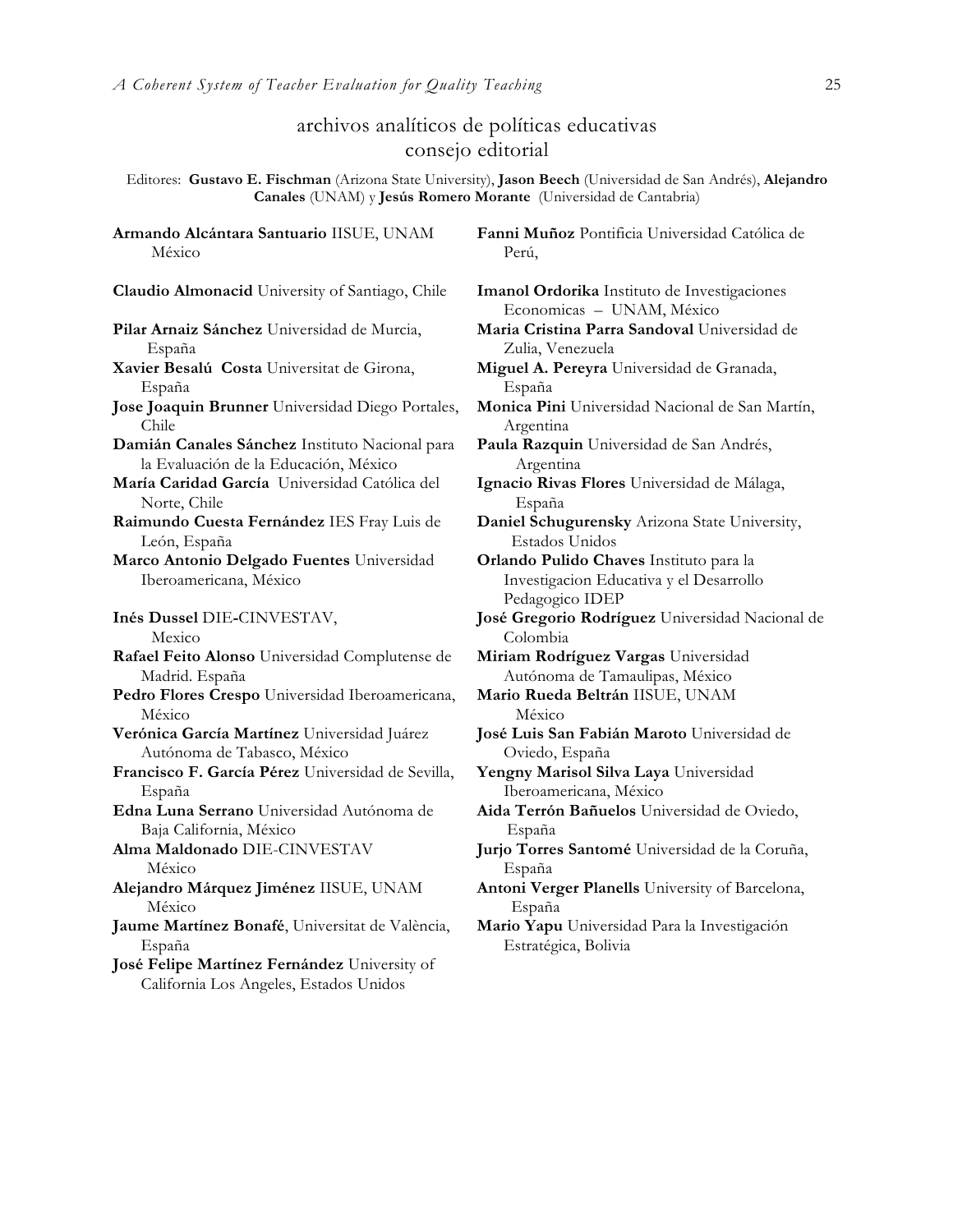## archivos analíticos de políticas educativas
## consejo editorial

Editores: **Gustavo E. Fischman** (Arizona State University), **Jason Beech** (Universidad de San Andrés), **Alejandro Canales** (UNAM) y **Jesús Romero Morante** (Universidad de Cantabria)

**Armando Alcántara Santuario** IISUE, UNAM México

**Claudio Almonacid** University of Santiago, Chile

**Pilar Arnaiz Sánchez** Universidad de Murcia, España

**Xavier Besalú Costa** Universitat de Girona, España

**Jose Joaquin Brunner** Universidad Diego Portales, Chile

**Damián Canales Sánchez** Instituto Nacional para la Evaluación de la Educación, México

**María Caridad García** Universidad Católica del Norte, Chile

**Raimundo Cuesta Fernández** IES Fray Luis de León, España

**Marco Antonio Delgado Fuentes** Universidad Iberoamericana, México

**Inés Dussel** DIE-CINVESTAV, Mexico

**Rafael Feito Alonso** Universidad Complutense de Madrid. España

**Pedro Flores Crespo** Universidad Iberoamericana, México

**Verónica García Martínez** Universidad Juárez Autónoma de Tabasco, México

**Francisco F. García Pérez** Universidad de Sevilla, España

**Edna Luna Serrano** Universidad Autónoma de Baja California, México

**Alma Maldonado** DIE-CINVESTAV México

**Alejandro Márquez Jiménez** IISUE, UNAM México

**Jaume Martínez Bonafé**, Universitat de València, España

**José Felipe Martínez Fernández** University of California Los Angeles, Estados Unidos

**Fanni Muñoz** Pontificia Universidad Católica de Perú,

**Imanol Ordorika** Instituto de Investigaciones Economicas – UNAM, México

**Maria Cristina Parra Sandoval** Universidad de Zulia, Venezuela

**Miguel A. Pereyra** Universidad de Granada, España

**Monica Pini** Universidad Nacional de San Martín, Argentina

**Paula Razquin** Universidad de San Andrés, Argentina

**Ignacio Rivas Flores** Universidad de Málaga, España

**Daniel Schugurensky** Arizona State University, Estados Unidos

**Orlando Pulido Chaves** Instituto para la Investigacion Educativa y el Desarrollo Pedagogico IDEP

**José Gregorio Rodríguez** Universidad Nacional de Colombia

**Miriam Rodríguez Vargas** Universidad Autónoma de Tamaulipas, México

**Mario Rueda Beltrán** IISUE, UNAM México

**José Luis San Fabián Maroto** Universidad de Oviedo, España

**Yengny Marisol Silva Laya** Universidad Iberoamericana, México

**Aida Terrón Bañuelos** Universidad de Oviedo, España

**Jurjo Torres Santomé** Universidad de la Coruña, España

**Antoni Verger Planells** University of Barcelona, España

**Mario Yapu** Universidad Para la Investigación Estratégica, Bolivia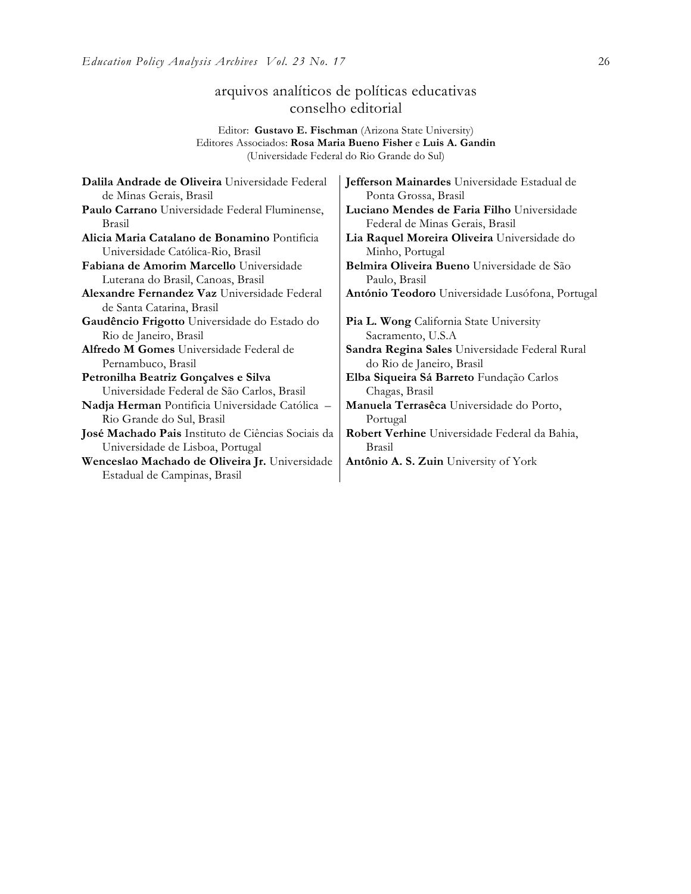## arquivos analíticos de políticas educativas
## conselho editorial

Editor: **Gustavo E. Fischman** (Arizona State University)
Editores Associados: **Rosa Maria Bueno Fisher** e **Luis A. Gandin**
(Universidade Federal do Rio Grande do Sul)

**Dalila Andrade de Oliveira** Universidade Federal de Minas Gerais, Brasil

**Paulo Carrano** Universidade Federal Fluminense, Brasil

**Alicia Maria Catalano de Bonamino** Pontificia Universidade Católica-Rio, Brasil

**Fabiana de Amorim Marcello** Universidade Luterana do Brasil, Canoas, Brasil

**Alexandre Fernandez Vaz** Universidade Federal de Santa Catarina, Brasil

**Gaudêncio Frigotto** Universidade do Estado do Rio de Janeiro, Brasil

**Alfredo M Gomes** Universidade Federal de Pernambuco, Brasil

**Petronilha Beatriz Gonçalves e Silva** Universidade Federal de São Carlos, Brasil

**Nadja Herman** Pontificia Universidade Católica – Rio Grande do Sul, Brasil

**José Machado Pais** Instituto de Ciências Sociais da Universidade de Lisboa, Portugal

**Wenceslao Machado de Oliveira Jr.** Universidade Estadual de Campinas, Brasil

**Jefferson Mainardes** Universidade Estadual de Ponta Grossa, Brasil

**Luciano Mendes de Faria Filho** Universidade Federal de Minas Gerais, Brasil

**Lia Raquel Moreira Oliveira** Universidade do Minho, Portugal

**Belmira Oliveira Bueno** Universidade de São Paulo, Brasil

**António Teodoro** Universidade Lusófona, Portugal

**Pia L. Wong** California State University Sacramento, U.S.A

**Sandra Regina Sales** Universidade Federal Rural do Rio de Janeiro, Brasil

**Elba Siqueira Sá Barreto** Fundação Carlos Chagas, Brasil

**Manuela Terrasêca** Universidade do Porto, Portugal

**Robert Verhine** Universidade Federal da Bahia, Brasil

**Antônio A. S. Zuin** University of York